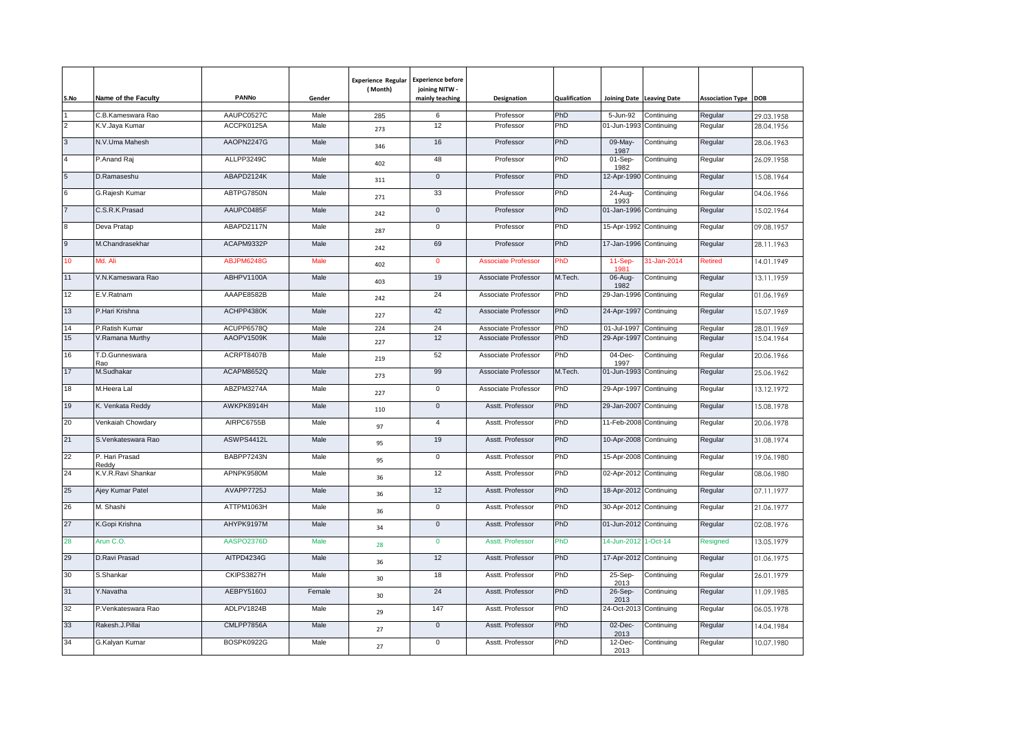| S.No | Name of the Faculty | PANNo | Gender | Experience Regular ( Month) | Experience before joining NITW - mainly teaching | Designation | Qualification | Joining Date | Leaving Date | Association Type | DOB |
|---|---|---|---|---|---|---|---|---|---|---|---|
| 1 | C.B.Kameswara Rao | AAUPC0527C | Male | 285 | 6 | Professor | PhD | 5-Jun-92 | Continuing | Regular | 29.03.1958 |
| 2 | K.V.Jaya Kumar | ACCPK0125A | Male | 273 | 12 | Professor | PhD | 01-Jun-1993 | Continuing | Regular | 28.04.1956 |
| 3 | N.V.Uma Mahesh | AAOPN2247G | Male | 346 | 16 | Professor | PhD | 09-May-1987 | Continuing | Regular | 28.06.1963 |
| 4 | P.Anand Raj | ALLPP3249C | Male | 402 | 48 | Professor | PhD | 01-Sep-1982 | Continuing | Regular | 26.09.1958 |
| 5 | D.Ramaseshu | ABAPD2124K | Male | 311 | 0 | Professor | PhD | 12-Apr-1990 | Continuing | Regular | 15.08.1964 |
| 6 | G.Rajesh Kumar | ABTPG7850N | Male | 271 | 33 | Professor | PhD | 24-Aug-1993 | Continuing | Regular | 04.06.1966 |
| 7 | C.S.R.K.Prasad | AAUPC0485F | Male | 242 | 0 | Professor | PhD | 01-Jan-1996 | Continuing | Regular | 15.02.1964 |
| 8 | Deva Pratap | ABAPD2117N | Male | 287 | 0 | Professor | PhD | 15-Apr-1992 | Continuing | Regular | 09.08.1957 |
| 9 | M.Chandrasekhar | ACAPM9332P | Male | 242 | 69 | Professor | PhD | 17-Jan-1996 | Continuing | Regular | 28.11.1963 |
| 10 | Md. Ali | ABJPM6248G | Male | 402 | 0 | Associate Professor | PhD | 11-Sep-1981 | 31-Jan-2014 | Retired | 14.01.1949 |
| 11 | V.N.Kameswara Rao | ABHPV1100A | Male | 403 | 19 | Associate Professor | M.Tech. | 06-Aug-1982 | Continuing | Regular | 13.11.1959 |
| 12 | E.V.Ratnam | AAAPE8582B | Male | 242 | 24 | Associate Professor | PhD | 29-Jan-1996 | Continuing | Regular | 01.06.1969 |
| 13 | P.Hari Krishna | ACHPP4380K | Male | 227 | 42 | Associate Professor | PhD | 24-Apr-1997 | Continuing | Regular | 15.07.1969 |
| 14 | P.Ratish Kumar | ACUPP6578Q | Male | 224 | 24 | Associate Professor | PhD | 01-Jul-1997 | Continuing | Regular | 28.01.1969 |
| 15 | V.Ramana Murthy | AAOPV1509K | Male | 227 | 12 | Associate Professor | PhD | 29-Apr-1997 | Continuing | Regular | 15.04.1964 |
| 16 | T.D.Gunneswara Rao | ACRPT8407B | Male | 219 | 52 | Associate Professor | PhD | 04-Dec-1997 | Continuing | Regular | 20.06.1966 |
| 17 | M.Sudhakar | ACAPM8652Q | Male | 273 | 99 | Associate Professor | M.Tech. | 01-Jun-1993 | Continuing | Regular | 25.06.1962 |
| 18 | M.Heera Lal | ABZPM3274A | Male | 227 | 0 | Associate Professor | PhD | 29-Apr-1997 | Continuing | Regular | 13.12.1972 |
| 19 | K. Venkata Reddy | AWKPK8914H | Male | 110 | 0 | Asstt. Professor | PhD | 29-Jan-2007 | Continuing | Regular | 15.08.1978 |
| 20 | Venkaiah Chowdary | AIRPC6755B | Male | 97 | 4 | Asstt. Professor | PhD | 11-Feb-2008 | Continuing | Regular | 20.06.1978 |
| 21 | S.Venkateswara Rao | ASWPS4412L | Male | 95 | 19 | Asstt. Professor | PhD | 10-Apr-2008 | Continuing | Regular | 31.08.1974 |
| 22 | P. Hari Prasad Reddy | BABPP7243N | Male | 95 | 0 | Asstt. Professor | PhD | 15-Apr-2008 | Continuing | Regular | 19.06.1980 |
| 24 | K.V.R.Ravi Shankar | APNPK9580M | Male | 36 | 12 | Asstt. Professor | PhD | 02-Apr-2012 | Continuing | Regular | 08.06.1980 |
| 25 | Ajey Kumar Patel | AVAPP7725J | Male | 36 | 12 | Asstt. Professor | PhD | 18-Apr-2012 | Continuing | Regular | 07.11.1977 |
| 26 | M. Shashi | ATTPM1063H | Male | 36 | 0 | Asstt. Professor | PhD | 30-Apr-2012 | Continuing | Regular | 21.06.1977 |
| 27 | K.Gopi Krishna | AHYPK9197M | Male | 34 | 0 | Asstt. Professor | PhD | 01-Jun-2012 | Continuing | Regular | 02.08.1976 |
| 28 | Arun C.O. | AASPO2376D | Male | 28 | 0 | Asstt. Professor | PhD | 14-Jun-2012 | 1-Oct-14 | Resigned | 13.05.1979 |
| 29 | D.Ravi Prasad | AITPD4234G | Male | 36 | 12 | Asstt. Professor | PhD | 17-Apr-2012 | Continuing | Regular | 01.06.1975 |
| 30 | S.Shankar | CKIPS3827H | Male | 30 | 18 | Asstt. Professor | PhD | 25-Sep-2013 | Continuing | Regular | 26.01.1979 |
| 31 | Y.Navatha | AEBPY5160J | Female | 30 | 24 | Asstt. Professor | PhD | 26-Sep-2013 | Continuing | Regular | 11.09.1985 |
| 32 | P.Venkateswara Rao | ADLPV1824B | Male | 29 | 147 | Asstt. Professor | PhD | 24-Oct-2013 | Continuing | Regular | 06.05.1978 |
| 33 | Rakesh.J.Pillai | CMLPP7856A | Male | 27 | 0 | Asstt. Professor | PhD | 02-Dec-2013 | Continuing | Regular | 14.04.1984 |
| 34 | G.Kalyan Kumar | BOSPK0922G | Male | 27 | 0 | Asstt. Professor | PhD | 12-Dec-2013 | Continuing | Regular | 10.07.1980 |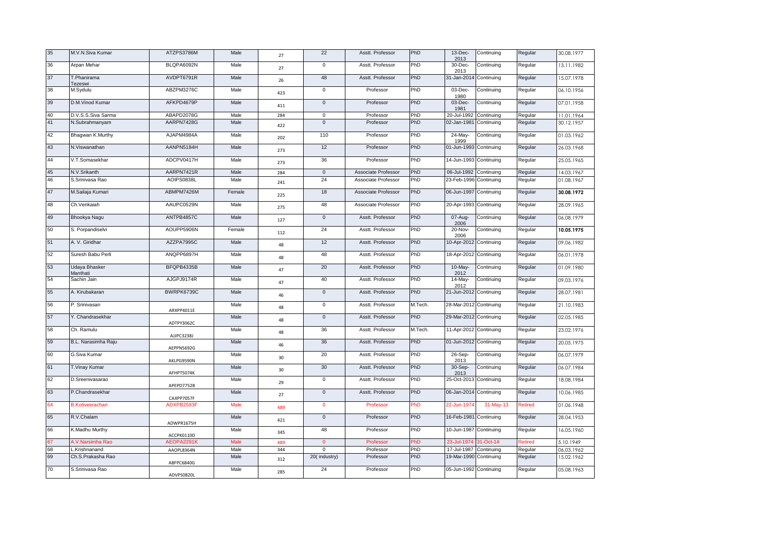| | | | | | | | | | | | | |
|---|---|---|---|---|---|---|---|---|---|---|---|---|
| 35 | M.V.N.Siva Kumar | ATZPS3786M | Male | 27 | 22 | Asstt. Professor | PhD | 13-Dec-2013 | Continuing | Regular | 30.08.1977 |
| 36 | Arpan Mehar | BLQPA6092N | Male | 27 | 0 | Asstt. Professor | PhD | 30-Dec-2013 | Continuing | Regular | 13.11.1982 |
| 37 | T.Phanirama Tezeswi | AVDPT6791R | Male | 26 | 48 | Asstt. Professor | PhD | 31-Jan-2014 | Continuing | Regular | 15.07.1978 |
| 38 | M.Sydulu | ABZPM3276C | Male | 423 | 0 | Professor | PhD | 03-Dec-1980 | Continuing | Regular | 06.10.1956 |
| 39 | D.M.Vinod Kumar | AFKPD4679P | Male | 411 | 0 | Professor | PhD | 03-Dec-1981 | Continuing | Regular | 07.01.1958 |
| 40 | D.V.S.S.Siva Sarma | ABAPD2078G | Male | 284 | 0 | Professor | PhD | 20-Jul-1992 | Continuing | Regular | 11.01.1964 |
| 41 | N.Subrahmanyam | AARPN7428G | Male | 422 | 0 | Professor | PhD | 02-Jan-1981 | Continuing | Regular | 30.12.1957 |
| 42 | Bhagwan K.Murthy | AJAPM4984A | Male | 202 | 110 | Professor | PhD | 24-May-1999 | Continuing | Regular | 01.03.1962 |
| 43 | N.Viswanathan | AANPN5184H | Male | 273 | 12 | Professor | PhD | 01-Jun-1993 | Continuing | Regular | 26.03.1968 |
| 44 | V.T.Somasekhar | ADCPV0417H | Male | 273 | 36 | Professor | PhD | 14-Jun-1993 | Continuing | Regular | 25.05.1965 |
| 45 | N.V.Srikanth | AARPN7421R | Male | 284 | 0 | Associate Professor | PhD | 06-Jul-1992 | Continuing | Regular | 14.03.1967 |
| 46 | S.Srinivasa Rao | AOIPS0838L | Male | 241 | 24 | Associate Professor | PhD | 23-Feb-1996 | Continuing | Regular | 01.08.1967 |
| 47 | M.Sailaja Kumari | ABMPM7426M | Female | 225 | 18 | Associate Professor | PhD | 06-Jun-1997 | Continuing | Regular | **30.08.1972** |
| 48 | Ch.Venkaiah | AAUPC0529N | Male | 275 | 48 | Associate Professor | PhD | 20-Apr-1993 | Continuing | Regular | 28.09.1965 |
| 49 | Bhookya Nagu | ANTPB4857C | Male | 127 | 0 | Asstt. Professor | PhD | 07-Aug-2006 | Continuing | Regular | 06.08.1979 |
| 50 | S. Porpandiselvi | AOUPP5906N | Female | 112 | 24 | Asstt. Professor | PhD | 20-Nov-2006 | Continuing | Regular | **10.05.1975** |
| 51 | A. V. Giridhar | AZZPA7995C | Male | 48 | 12 | Asstt. Professor | PhD | 10-Apr-2012 | Continuing | Regular | 09.06.1982 |
| 52 | Suresh Babu Perli | ANQPP6897H | Male | 48 | 48 | Asstt. Professor | PhD | 18-Apr-2012 | Continuing | Regular | 06.01.1978 |
| 53 | Udaya Bhasker Manthati | BFQPB4335B | Male | 47 | 20 | Asstt. Professor | PhD | 10-May-2012 | Continuing | Regular | 01.09.1980 |
| 54 | Sachin Jain | AJGPJ9174R | Male | 47 | 40 | Asstt. Professor | PhD | 14-May-2012 | Continuing | Regular | 09.03.1976 |
| 55 | A. Kirubakaran | BWRPK6739C | Male | 46 | 0 | Asstt. Professor | PhD | 21-Jun-2012 | Continuing | Regular | 28.07.1981 |
| 56 | P. Srinivasan | ARXPP4011E | Male | 48 | 0 | Asstt. Professor | M.Tech. | 28-Mar-2012 | Continuing | Regular | 21.10.1983 |
| 57 | Y. Chandrasekhar | ADTPY3062C | Male | 48 | 0 | Asstt. Professor | PhD | 29-Mar-2012 | Continuing | Regular | 02.05.1985 |
| 58 | Ch. Ramulu | AJJPC3238J | Male | 48 | 36 | Asstt. Professor | M.Tech. | 11-Apr-2012 | Continuing | Regular | 23.02.1976 |
| 59 | B.L. Narasimha Raju | AEPPN5692G | Male | 46 | 36 | Asstt. Professor | PhD | 01-Jun-2012 | Continuing | Regular | 20.05.1975 |
| 60 | G.Siva Kumar | AKLPG9590N | Male | 30 | 20 | Asstt. Professor | PhD | 26-Sep-2013 | Continuing | Regular | 06.07.1979 |
| 61 | T.Vinay Kumar | AFHPT5074K | Male | 30 | 30 | Asstt. Professor | PhD | 30-Sep-2013 | Continuing | Regular | 06.07.1984 |
| 62 | D.Sreenivasarao | APEPD7752B | Male | 29 | 0 | Asstt. Professor | PhD | 25-Oct-2013 | Continuing | Regular | 18.08.1984 |
| 63 | P.Chandrasekhar | CAXPP7057F | Male | 27 | 0 | Asstt. Professor | PhD | 06-Jan-2014 | Continuing | Regular | 10.06.1985 |
| 64 | B.Kotiveerachari | ADXPB2593F | Male | 489 | 0 | Professor | PhD | 22-Jun-1974 | 31-May-13 | Retired | 01.06.1948 |
| 65 | R.V.Chalam | ADWPR1675H | Male | 421 | 0 | Professor | PhD | 16-Feb-1981 | Continuing | Regular | 28.04.1953 |
| 66 | K.Madhu Murthy | ACCPK0110D | Male | 345 | 48 | Professor | PhD | 10-Jun-1987 | Continuing | Regular | 16.05.1960 |
| 67 | A.V.Narsimha Rao | AEOPA2291K | Male | 489 | 0 | Professor | PhD | 23-Jul-1974 | 31-Oct-14 | Retired | 5.10.1949 |
| 68 | L.Krishnanand | AAOPL8364N | Male | 344 | 0 | Professor | PhD | 17-Jul-1987 | Continuing | Regular | 06.03.1962 |
| 69 | Ch.S.Prakasha Rao | ABFPC6840G | Male | 312 | 20( industry) | Professor | PhD | 19-Mar-1990 | Continuing | Regular | 15.02.1962 |
| 70 | S.Srinivasa Rao | ADVPS0820L | Male | 285 | 24 | Professor | PhD | 05-Jun-1992 | Continuing | Regular | 05.08.1963 |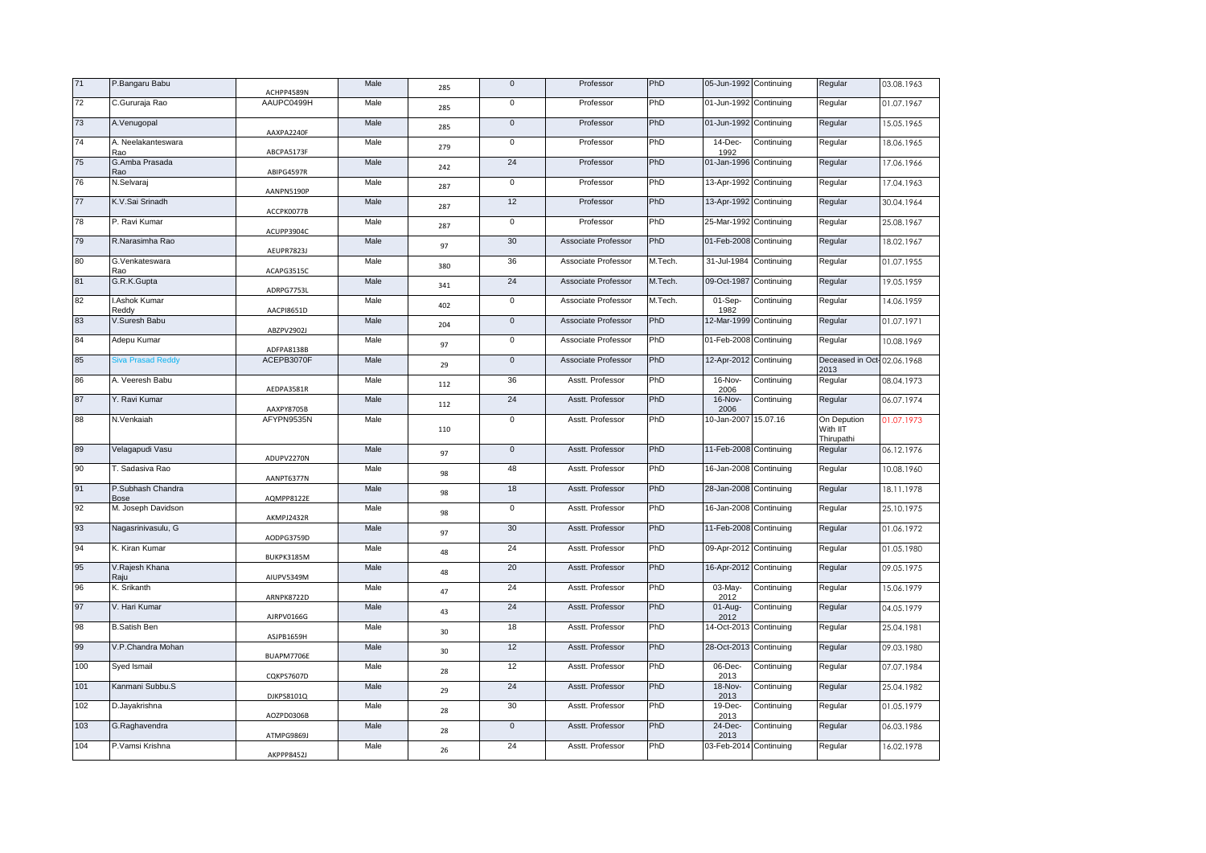| | | | | | | | | | | | |
|---|---|---|---|---|---|---|---|---|---|---|---|
| 71 | P.Bangaru Babu | ACHPP4589N | Male | 285 | 0 | Professor | PhD | 05-Jun-1992 | Continuing | Regular | 03.08.1963 |
| 72 | C.Gururaja Rao | AAUPC0499H | Male | 285 | 0 | Professor | PhD | 01-Jun-1992 | Continuing | Regular | 01.07.1967 |
| 73 | A.Venugopal | AAXPA2240F | Male | 285 | 0 | Professor | PhD | 01-Jun-1992 | Continuing | Regular | 15.05.1965 |
| 74 | A. Neelakanteswara Rao | ABCPA5173F | Male | 279 | 0 | Professor | PhD | 14-Dec-1992 | Continuing | Regular | 18.06.1965 |
| 75 | G.Amba Prasada Rao | ABIPG4597R | Male | 242 | 24 | Professor | PhD | 01-Jan-1996 | Continuing | Regular | 17.06.1966 |
| 76 | N.Selvaraj | AANPN5190P | Male | 287 | 0 | Professor | PhD | 13-Apr-1992 | Continuing | Regular | 17.04.1963 |
| 77 | K.V.Sai Srinadh | ACCPK0077B | Male | 287 | 12 | Professor | PhD | 13-Apr-1992 | Continuing | Regular | 30.04.1964 |
| 78 | P. Ravi Kumar | ACUPP3904C | Male | 287 | 0 | Professor | PhD | 25-Mar-1992 | Continuing | Regular | 25.08.1967 |
| 79 | R.Narasimha Rao | AEUPR7823J | Male | 97 | 30 | Associate Professor | PhD | 01-Feb-2008 | Continuing | Regular | 18.02.1967 |
| 80 | G.Venkateswara Rao | ACAPG3515C | Male | 380 | 36 | Associate Professor | M.Tech. | 31-Jul-1984 | Continuing | Regular | 01.07.1955 |
| 81 | G.R.K.Gupta | ADRPG7753L | Male | 341 | 24 | Associate Professor | M.Tech. | 09-Oct-1987 | Continuing | Regular | 19.05.1959 |
| 82 | I.Ashok Kumar Reddy | AACPI8651D | Male | 402 | 0 | Associate Professor | M.Tech. | 01-Sep-1982 | Continuing | Regular | 14.06.1959 |
| 83 | V.Suresh Babu | ABZPV2902J | Male | 204 | 0 | Associate Professor | PhD | 12-Mar-1999 | Continuing | Regular | 01.07.1971 |
| 84 | Adepu Kumar | ADFPA8138B | Male | 97 | 0 | Associate Professor | PhD | 01-Feb-2008 | Continuing | Regular | 10.08.1969 |
| 85 | Siva Prasad Reddy | ACEPB3070F | Male | 29 | 0 | Associate Professor | PhD | 12-Apr-2012 | Continuing | Deceased in Oct-2013 | 02.06.1968 |
| 86 | A. Veeresh Babu | AEDPA3581R | Male | 112 | 36 | Asstt. Professor | PhD | 16-Nov-2006 | Continuing | Regular | 08.04.1973 |
| 87 | Y. Ravi Kumar | AAXPY8705B | Male | 112 | 24 | Asstt. Professor | PhD | 16-Nov-2006 | Continuing | Regular | 06.07.1974 |
| 88 | N.Venkaiah | AFYPN9535N | Male | 110 | 0 | Asstt. Professor | PhD | 10-Jan-2007 | 15.07.16 | On Deption With IIT Thirupathi | 01.07.1973 |
| 89 | Velagapudi Vasu | ADUPV2270N | Male | 97 | 0 | Asstt. Professor | PhD | 11-Feb-2008 | Continuing | Regular | 06.12.1976 |
| 90 | T. Sadasiva Rao | AANPT6377N | Male | 98 | 48 | Asstt. Professor | PhD | 16-Jan-2008 | Continuing | Regular | 10.08.1960 |
| 91 | P.Subhash Chandra Bose | AQMPP8122E | Male | 98 | 18 | Asstt. Professor | PhD | 28-Jan-2008 | Continuing | Regular | 18.11.1978 |
| 92 | M. Joseph Davidson | AKMPJ2432R | Male | 98 | 0 | Asstt. Professor | PhD | 16-Jan-2008 | Continuing | Regular | 25.10.1975 |
| 93 | Nagasrinivasulu, G | AODPG3759D | Male | 97 | 30 | Asstt. Professor | PhD | 11-Feb-2008 | Continuing | Regular | 01.06.1972 |
| 94 | K. Kiran Kumar | BUKPK3185M | Male | 48 | 24 | Asstt. Professor | PhD | 09-Apr-2012 | Continuing | Regular | 01.05.1980 |
| 95 | V.Rajesh Khana Raju | AIUPV5349M | Male | 48 | 20 | Asstt. Professor | PhD | 16-Apr-2012 | Continuing | Regular | 09.05.1975 |
| 96 | K. Srikanth | ARNPK8722D | Male | 47 | 24 | Asstt. Professor | PhD | 03-May-2012 | Continuing | Regular | 15.06.1979 |
| 97 | V. Hari Kumar | AJRPV0166G | Male | 43 | 24 | Asstt. Professor | PhD | 01-Aug-2012 | Continuing | Regular | 04.05.1979 |
| 98 | B.Satish Ben | ASJPB1659H | Male | 30 | 18 | Asstt. Professor | PhD | 14-Oct-2013 | Continuing | Regular | 25.04.1981 |
| 99 | V.P.Chandra Mohan | BUAPM7706E | Male | 30 | 12 | Asstt. Professor | PhD | 28-Oct-2013 | Continuing | Regular | 09.03.1980 |
| 100 | Syed Ismail | CQKPS7607D | Male | 28 | 12 | Asstt. Professor | PhD | 06-Dec-2013 | Continuing | Regular | 07.07.1984 |
| 101 | Kanmani Subbu.S | DJKPS8101Q | Male | 29 | 24 | Asstt. Professor | PhD | 18-Nov-2013 | Continuing | Regular | 25.04.1982 |
| 102 | D.Jayakrishna | AOZPD0306B | Male | 28 | 30 | Asstt. Professor | PhD | 19-Dec-2013 | Continuing | Regular | 01.05.1979 |
| 103 | G.Raghavendra | ATMPG9869J | Male | 28 | 0 | Asstt. Professor | PhD | 24-Dec-2013 | Continuing | Regular | 06.03.1986 |
| 104 | P.Vamsi Krishna | AKPPP8452J | Male | 26 | 24 | Asstt. Professor | PhD | 03-Feb-2014 | Continuing | Regular | 16.02.1978 |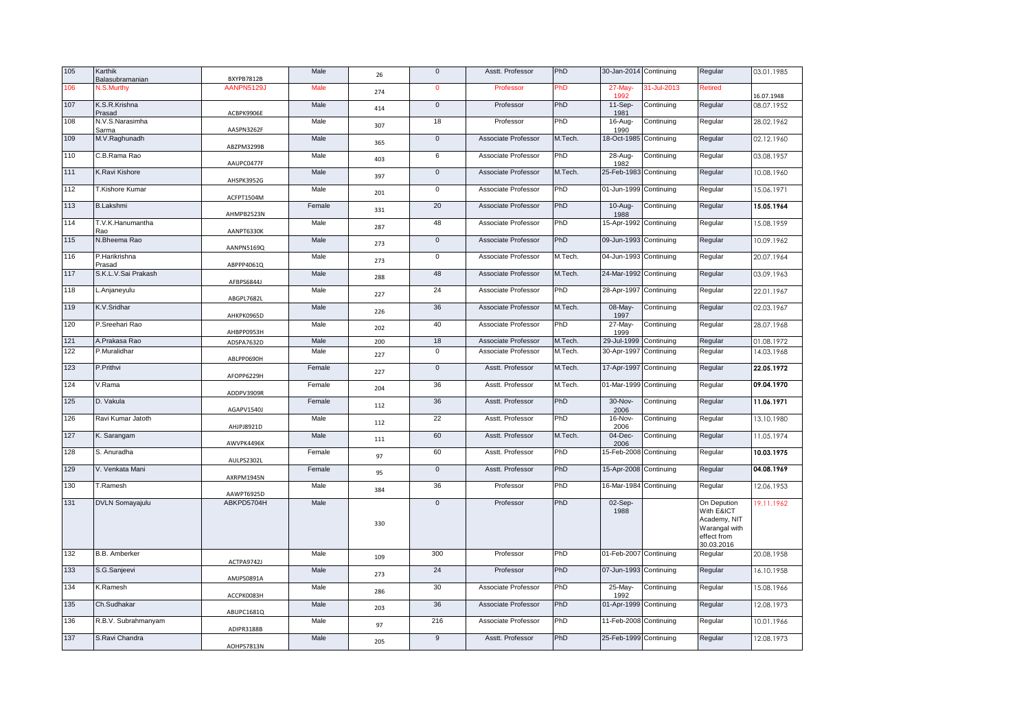| | | | | | | | | | | | |
|---|---|---|---|---|---|---|---|---|---|---|---|
| 105 | Karthik Balasubramanian | BXYPB7812B | Male | 26 | 0 | Asstt. Professor | PhD | 30-Jan-2014 | Continuing | Regular | 03.01.1985 |
| 106 | N.S.Murthy | AANPN5129J | Male | 274 | 0 | Professor | PhD | 27-May-1992 | 31-Jul-2013 | Retired | 16.07.1948 |
| 107 | K.S.R.Krishna Prasad | ACBPK9906E | Male | 414 | 0 | Professor | PhD | 11-Sep-1981 | Continuing | Regular | 08.07.1952 |
| 108 | N.V.S.Narasimha Sarma | AASPN3262F | Male | 307 | 18 | Professor | PhD | 16-Aug-1990 | Continuing | Regular | 28.02.1962 |
| 109 | M.V.Raghunadh | ABZPM3299B | Male | 365 | 0 | Associate Professor | M.Tech. | 18-Oct-1985 | Continuing | Regular | 02.12.1960 |
| 110 | C.B.Rama Rao | AAUPC0477F | Male | 403 | 6 | Associate Professor | PhD | 28-Aug-1982 | Continuing | Regular | 03.08.1957 |
| 111 | K.Ravi Kishore | AHSPK3952G | Male | 397 | 0 | Associate Professor | M.Tech. | 25-Feb-1983 | Continuing | Regular | 10.08.1960 |
| 112 | T.Kishore Kumar | ACFPT1504M | Male | 201 | 0 | Associate Professor | PhD | 01-Jun-1999 | Continuing | Regular | 15.06.1971 |
| 113 | B.Lakshmi | AHMPB2523N | Female | 331 | 20 | Associate Professor | PhD | 10-Aug-1988 | Continuing | Regular | 15.05.1964 |
| 114 | T.V.K.Hanumantha Rao | AANPT6330K | Male | 287 | 48 | Associate Professor | PhD | 15-Apr-1992 | Continuing | Regular | 15.08.1959 |
| 115 | N.Bheema Rao | AANPN5169Q | Male | 273 | 0 | Associate Professor | PhD | 09-Jun-1993 | Continuing | Regular | 10.09.1962 |
| 116 | P.Harikrishna Prasad | ABPPP4061Q | Male | 273 | 0 | Associate Professor | M.Tech. | 04-Jun-1993 | Continuing | Regular | 20.07.1964 |
| 117 | S.K.L.V.Sai Prakash | AFBPS6844J | Male | 288 | 48 | Associate Professor | M.Tech. | 24-Mar-1992 | Continuing | Regular | 03.09.1963 |
| 118 | L.Anjaneyulu | ABGPL7682L | Male | 227 | 24 | Associate Professor | PhD | 28-Apr-1997 | Continuing | Regular | 22.01.1967 |
| 119 | K.V.Sridhar | AHKPK0965D | Male | 226 | 36 | Associate Professor | M.Tech. | 08-May-1997 | Continuing | Regular | 02.03.1967 |
| 120 | P.Sreehari Rao | AHBPP0953H | Male | 202 | 40 | Associate Professor | PhD | 27-May-1999 | Continuing | Regular | 28.07.1968 |
| 121 | A.Prakasa Rao | ADSPA7632D | Male | 200 | 18 | Associate Professor | M.Tech. | 29-Jul-1999 | Continuing | Regular | 01.08.1972 |
| 122 | P.Muralidhar | ABLPP0690H | Male | 227 | 0 | Associate Professor | M.Tech. | 30-Apr-1997 | Continuing | Regular | 14.03.1968 |
| 123 | P.Prithvi | AFOPP6229H | Female | 227 | 0 | Asstt. Professor | M.Tech. | 17-Apr-1997 | Continuing | Regular | 22.05.1972 |
| 124 | V.Rama | ADDPV3909R | Female | 204 | 36 | Asstt. Professor | M.Tech. | 01-Mar-1999 | Continuing | Regular | 09.04.1970 |
| 125 | D. Vakula | AGAPV1540J | Female | 112 | 36 | Asstt. Professor | PhD | 30-Nov-2006 | Continuing | Regular | 11.06.1971 |
| 126 | Ravi Kumar Jatoth | AHJPJ8921D | Male | 112 | 22 | Asstt. Professor | PhD | 16-Nov-2006 | Continuing | Regular | 13.10.1980 |
| 127 | K. Sarangam | AWVPK4496K | Male | 111 | 60 | Asstt. Professor | M.Tech. | 04-Dec-2006 | Continuing | Regular | 11.05.1974 |
| 128 | S. Anuradha | AULPS2302L | Female | 97 | 60 | Asstt. Professor | PhD | 15-Feb-2008 | Continuing | Regular | 10.03.1975 |
| 129 | V. Venkata Mani | AXRPM1945N | Female | 95 | 0 | Asstt. Professor | PhD | 15-Apr-2008 | Continuing | Regular | 04.08.1969 |
| 130 | T.Ramesh | AAWPT6925D | Male | 384 | 36 | Professor | PhD | 16-Mar-1984 | Continuing | Regular | 12.06.1953 |
| 131 | DVLN Somayajulu | ABKPD5704H | Male | 330 | 0 | Professor | PhD | 02-Sep-1988 | | On Depution With E&ICT Academy, NIT Warangal with effect from 30.03.2016 | 19.11.1962 |
| 132 | B.B. Amberker | ACTPA9742J | Male | 109 | 300 | Professor | PhD | 01-Feb-2007 | Continuing | Regular | 20.08.1958 |
| 133 | S.G.Sanjeevi | AMJPS0891A | Male | 273 | 24 | Professor | PhD | 07-Jun-1993 | Continuing | Regular | 16.10.1958 |
| 134 | K.Ramesh | ACCPK0083H | Male | 286 | 30 | Associate Professor | PhD | 25-May-1992 | Continuing | Regular | 15.08.1966 |
| 135 | Ch.Sudhakar | ABUPC1681Q | Male | 203 | 36 | Associate Professor | PhD | 01-Apr-1999 | Continuing | Regular | 12.08.1973 |
| 136 | R.B.V. Subrahmanyam | ADIPR3188B | Male | 97 | 216 | Associate Professor | PhD | 11-Feb-2008 | Continuing | Regular | 10.01.1966 |
| 137 | S.Ravi Chandra | AOHPS7813N | Male | 205 | 9 | Asstt. Professor | PhD | 25-Feb-1999 | Continuing | Regular | 12.08.1973 |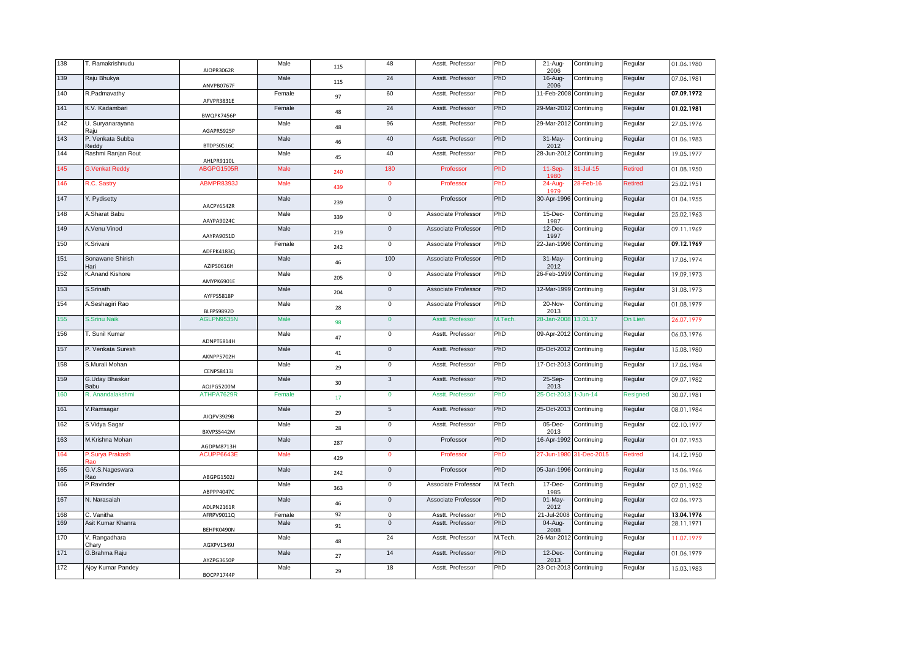| | | | | | | | | | | | |
|---|---|---|---|---|---|---|---|---|---|---|---|
| 138 | T. Ramakrishnudu | AIOPR3062R | Male | 115 | 48 | Asstt. Professor | PhD | 21-Aug-2006 | Continuing | Regular | 01.06.1980 |
| 139 | Raju Bhukya | ANVPB0767F | Male | 115 | 24 | Asstt. Professor | PhD | 16-Aug-2006 | Continuing | Regular | 07.06.1981 |
| 140 | R.Padmavathy | AFVPR3831E | Female | 97 | 60 | Asstt. Professor | PhD | 11-Feb-2008 | Continuing | Regular | **07.09.1972** |
| 141 | K.V. Kadambari | BWQPK7456P | Female | 48 | 24 | Asstt. Professor | PhD | 29-Mar-2012 | Continuing | Regular | **01.02.1981** |
| 142 | U. Suryanarayana Raju | AGAPR5925P | Male | 48 | 96 | Asstt. Professor | PhD | 29-Mar-2012 | Continuing | Regular | 27.05.1976 |
| 143 | P. Venkata Subba Reddy | BTDPS0516C | Male | 46 | 40 | Asstt. Professor | PhD | 31-May-2012 | Continuing | Regular | 01.06.1983 |
| 144 | Rashmi Ranjan Rout | AHLPR9110L | Male | 45 | 40 | Asstt. Professor | PhD | 28-Jun-2012 | Continuing | Regular | 19.05.1977 |
| 145 | G.Venkat Reddy | ABGPG1505R | Male | 240 | 180 | Professor | PhD | 11-Sep-1980 | 31-Jul-15 | Retired | 01.08.1950 |
| 146 | R.C. Sastry | ABMPR8393J | Male | 439 | 0 | Professor | PhD | 24-Aug-1979 | 28-Feb-16 | Retired | 25.02.1951 |
| 147 | Y. Pydisetty | AACPY6542R | Male | 239 | 0 | Professor | PhD | 30-Apr-1996 | Continuing | Regular | 01.04.1955 |
| 148 | A.Sharat Babu | AAYPA9024C | Male | 339 | 0 | Associate Professor | PhD | 15-Dec-1987 | Continuing | Regular | 25.02.1963 |
| 149 | A.Venu Vinod | AAYPA9051D | Male | 219 | 0 | Associate Professor | PhD | 12-Dec-1997 | Continuing | Regular | 09.11.1969 |
| 150 | K.Srivani | ADFPK4183Q | Female | 242 | 0 | Associate Professor | PhD | 22-Jan-1996 | Continuing | Regular | **09.12.1969** |
| 151 | Sonawane Shirish Hari | AZIPS0616H | Male | 46 | 100 | Associate Professor | PhD | 31-May-2012 | Continuing | Regular | 17.06.1974 |
| 152 | K.Anand Kishore | AMYPK6901E | Male | 205 | 0 | Associate Professor | PhD | 26-Feb-1999 | Continuing | Regular | 19.09.1973 |
| 153 | S.Srinath | AYFPS5818P | Male | 204 | 0 | Associate Professor | PhD | 12-Mar-1999 | Continuing | Regular | 31.08.1973 |
| 154 | A.Seshagiri Rao | BLFPS9892D | Male | 28 | 0 | Associate Professor | PhD | 20-Nov-2013 | Continuing | Regular | 01.08.1979 |
| 155 | S.Srinu Naik | AGLPN9535N | Male | 98 | 0 | Asstt. Professor | M.Tech. | 28-Jan-2008 | 13.01.17 | On Lien | 26.07.1979 |
| 156 | T. Sunil Kumar | ADNPT6814H | Male | 47 | 0 | Asstt. Professor | PhD | 09-Apr-2012 | Continuing | Regular | 06.03.1976 |
| 157 | P. Venkata Suresh | AKNPP5702H | Male | 41 | 0 | Asstt. Professor | PhD | 05-Oct-2012 | Continuing | Regular | 15.08.1980 |
| 158 | S.Murali Mohan | CENPS8413J | Male | 29 | 0 | Asstt. Professor | PhD | 17-Oct-2013 | Continuing | Regular | 17.06.1984 |
| 159 | G.Uday Bhaskar Babu | AOJPG5200M | Male | 30 | 3 | Asstt. Professor | PhD | 25-Sep-2013 | Continuing | Regular | 09.07.1982 |
| 160 | R. Anandalakshmi | ATHPA7629R | Female | 17 | 0 | Asstt. Professor | PhD | 25-Oct-2013 | 1-Jun-14 | Resigned | 30.07.1981 |
| 161 | V.Ramsagar | AIQPV3929B | Male | 29 | 5 | Asstt. Professor | PhD | 25-Oct-2013 | Continuing | Regular | 08.01.1984 |
| 162 | S.Vidya Sagar | BXVPS5442M | Male | 28 | 0 | Asstt. Professor | PhD | 05-Dec-2013 | Continuing | Regular | 02.10.1977 |
| 163 | M.Krishna Mohan | AGDPM8713H | Male | 287 | 0 | Professor | PhD | 16-Apr-1992 | Continuing | Regular | 01.07.1953 |
| 164 | P.Surya Prakash Rao | ACUPP6643E | Male | 429 | 0 | Professor | PhD | 27-Jun-1980 | 31-Dec-2015 | Retired | 14.12.1950 |
| 165 | G.V.S.Nageswara Rao | ABGPG1502J | Male | 242 | 0 | Professor | PhD | 05-Jan-1996 | Continuing | Regular | 15.06.1966 |
| 166 | P.Ravinder | ABPPP4047C | Male | 363 | 0 | Associate Professor | M.Tech. | 17-Dec-1985 | Continuing | Regular | 07.01.1952 |
| 167 | N. Narasaiah | ADLPN2161R | Male | 46 | 0 | Associate Professor | PhD | 01-May-2012 | Continuing | Regular | 02.06.1973 |
| 168 | C. Vanitha | AFRPV9011Q | Female | 92 | 0 | Asstt. Professor | PhD | 21-Jul-2008 | Continuing | Regular | **13.04.1976** |
| 169 | Asit Kumar Khanra | BEHPK0490N | Male | 91 | 0 | Asstt. Professor | PhD | 04-Aug-2008 | Continuing | Regular | 28.11.1971 |
| 170 | V. Rangadhara Chary | AGXPV1349J | Male | 48 | 24 | Asstt. Professor | M.Tech. | 26-Mar-2012 | Continuing | Regular | 11.07.1979 |
| 171 | G.Brahma Raju | AYZPG3650P | Male | 27 | 14 | Asstt. Professor | PhD | 12-Dec-2013 | Continuing | Regular | 01.06.1979 |
| 172 | Ajoy Kumar Pandey | BOCPP1744P | Male | 29 | 18 | Asstt. Professor | PhD | 23-Oct-2013 | Continuing | Regular | 15.03.1983 |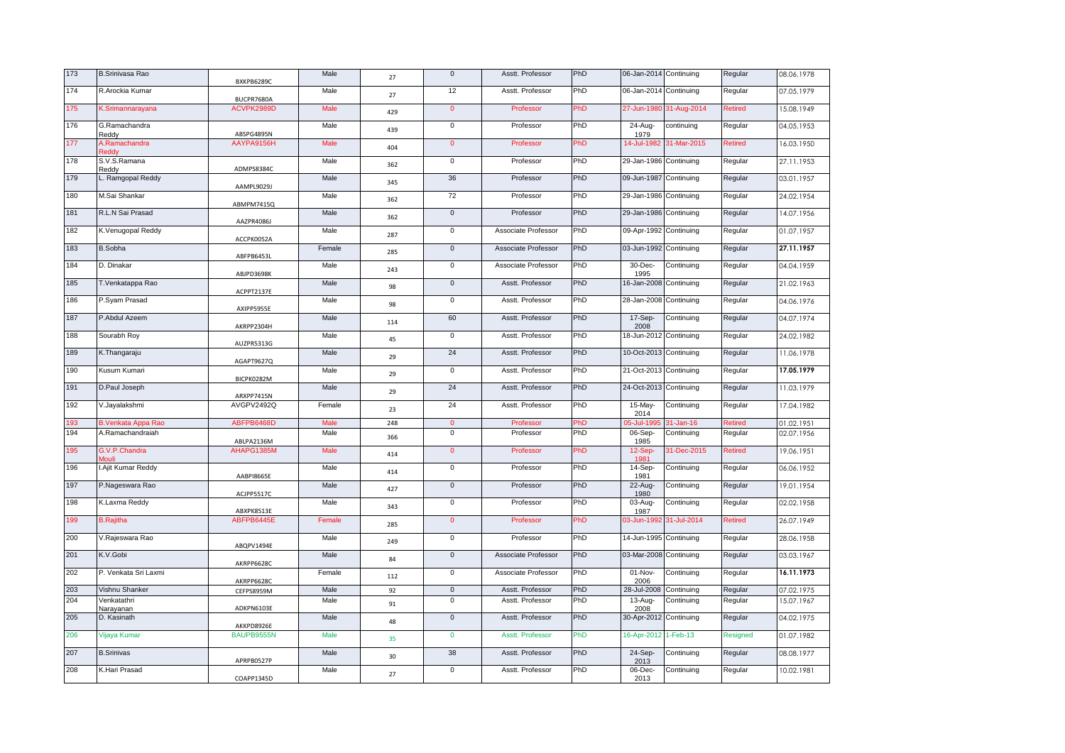| | | | | | | | | | | | |
|---|---|---|---|---|---|---|---|---|---|---|---|
| 173 | B.Srinivasa Rao | BXKPB6289C | Male | 27 | 0 | Asstt. Professor | PhD | 06-Jan-2014 | Continuing | Regular | 08.06.1978 |
| 174 | R.Arockia Kumar | BUCPR7680A | Male | 27 | 12 | Asstt. Professor | PhD | 06-Jan-2014 | Continuing | Regular | 07.05.1979 |
| 175 | K.Srimannarayana | ACVPK2989D | Male | 429 | 0 | Professor | PhD | 27-Jun-1980 | 31-Aug-2014 | Retired | 15.08.1949 |
| 176 | G.Ramachandra Reddy | ABSPG4895N | Male | 439 | 0 | Professor | PhD | 24-Aug-1979 | continuing | Regular | 04.05.1953 |
| 177 | A.Ramachandra Reddy | AAYPA9156H | Male | 404 | 0 | Professor | PhD | 14-Jul-1982 | 31-Mar-2015 | Retired | 16.03.1950 |
| 178 | S.V.S.Ramana Reddy | ADMPS8384C | Male | 362 | 0 | Professor | PhD | 29-Jan-1986 | Continuing | Regular | 27.11.1953 |
| 179 | L. Ramgopal Reddy | AAMPL9029J | Male | 345 | 36 | Professor | PhD | 09-Jun-1987 | Continuing | Regular | 03.01.1957 |
| 180 | M.Sai Shankar | ABMPM7415Q | Male | 362 | 72 | Professor | PhD | 29-Jan-1986 | Continuing | Regular | 24.02.1954 |
| 181 | R.L.N Sai Prasad | AAZPR4086J | Male | 362 | 0 | Professor | PhD | 29-Jan-1986 | Continuing | Regular | 14.07.1956 |
| 182 | K.Venugopal Reddy | ACCPK0052A | Male | 287 | 0 | Associate Professor | PhD | 09-Apr-1992 | Continuing | Regular | 01.07.1957 |
| 183 | B.Sobha | ABFPB6453L | Female | 285 | 0 | Associate Professor | PhD | 03-Jun-1992 | Continuing | Regular | 27.11.1957 |
| 184 | D. Dinakar | ABJPD3698K | Male | 243 | 0 | Associate Professor | PhD | 30-Dec-1995 | Continuing | Regular | 04.04.1959 |
| 185 | T.Venkatappa Rao | ACPPT2137E | Male | 98 | 0 | Asstt. Professor | PhD | 16-Jan-2008 | Continuing | Regular | 21.02.1963 |
| 186 | P.Syam Prasad | AXIPP5955E | Male | 98 | 0 | Asstt. Professor | PhD | 28-Jan-2008 | Continuing | Regular | 04.06.1976 |
| 187 | P.Abdul Azeem | AKRPP2304H | Male | 114 | 60 | Asstt. Professor | PhD | 17-Sep-2008 | Continuing | Regular | 04.07.1974 |
| 188 | Sourabh Roy | AUZPR5313G | Male | 45 | 0 | Asstt. Professor | PhD | 18-Jun-2012 | Continuing | Regular | 24.02.1982 |
| 189 | K.Thangaraju | AGAPT9627Q | Male | 29 | 24 | Asstt. Professor | PhD | 10-Oct-2013 | Continuing | Regular | 11.06.1978 |
| 190 | Kusum Kumari | BICPK0282M | Male | 29 | 0 | Asstt. Professor | PhD | 21-Oct-2013 | Continuing | Regular | 17.05.1979 |
| 191 | D.Paul Joseph | ARXPP7415N | Male | 29 | 24 | Asstt. Professor | PhD | 24-Oct-2013 | Continuing | Regular | 11.03.1979 |
| 192 | V.Jayalakshmi | AVGPV2492Q | Female | 23 | 24 | Asstt. Professor | PhD | 15-May-2014 | Continuing | Regular | 17.04.1982 |
| 193 | B.Venkata Appa Rao | ABFPB6468D | Male | 248 | 0 | Professor | PhD | 05-Jul-1995 | 31-Jan-16 | Retired | 01.02.1951 |
| 194 | A.Ramachandraiah | ABLPA2136M | Male | 366 | 0 | Professor | PhD | 06-Sep-1985 | Continuing | Regular | 02.07.1956 |
| 195 | G.V.P.Chandra Mouli | AHAPG1385M | Male | 414 | 0 | Professor | PhD | 12-Sep-1981 | 31-Dec-2015 | Retired | 19.06.1951 |
| 196 | I.Ajit Kumar Reddy | AABPI8665E | Male | 414 | 0 | Professor | PhD | 14-Sep-1981 | Continuing | Regular | 06.06.1952 |
| 197 | P.Nageswara Rao | ACJPP5517C | Male | 427 | 0 | Professor | PhD | 22-Aug-1980 | Continuing | Regular | 19.01.1954 |
| 198 | K.Laxma Reddy | ABXPK8513E | Male | 343 | 0 | Professor | PhD | 03-Aug-1987 | Continuing | Regular | 02.02.1958 |
| 199 | B.Rajitha | ABFPB6445E | Female | 285 | 0 | Professor | PhD | 03-Jun-1992 | 31-Jul-2014 | Retired | 26.07.1949 |
| 200 | V.Rajeswara Rao | ABQPV1494E | Male | 249 | 0 | Professor | PhD | 14-Jun-1995 | Continuing | Regular | 28.06.1958 |
| 201 | K.V.Gobi | AKRPP6628C | Male | 84 | 0 | Associate Professor | PhD | 03-Mar-2008 | Continuing | Regular | 03.03.1967 |
| 202 | P. Venkata Sri Laxmi | AKRPP6628C | Female | 112 | 0 | Associate Professor | PhD | 01-Nov-2006 | Continuing | Regular | 16.11.1973 |
| 203 | Vishnu Shanker | CEFPS8959M | Male | 92 | 0 | Asstt. Professor | PhD | 28-Jul-2008 | Continuing | Regular | 07.02.1975 |
| 204 | Venkatathri Narayanan | ADKPN6103E | Male | 91 | 0 | Asstt. Professor | PhD | 13-Aug-2008 | Continuing | Regular | 15.07.1967 |
| 205 | D. Kasinath | AKKPD8926E | Male | 48 | 0 | Asstt. Professor | PhD | 30-Apr-2012 | Continuing | Regular | 04.02.1975 |
| 206 | Vijaya Kumar | BAUPB9555N | Male | 35 | 0 | Asstt. Professor | PhD | 16-Apr-2012 | 1-Feb-13 | Resigned | 01.07.1982 |
| 207 | B.Srinivas | APRPB0527P | Male | 30 | 38 | Asstt. Professor | PhD | 24-Sep-2013 | Continuing | Regular | 08.08.1977 |
| 208 | K.Hari Prasad | COAPP1345D | Male | 27 | 0 | Asstt. Professor | PhD | 06-Dec-2013 | Continuing | Regular | 10.02.1981 |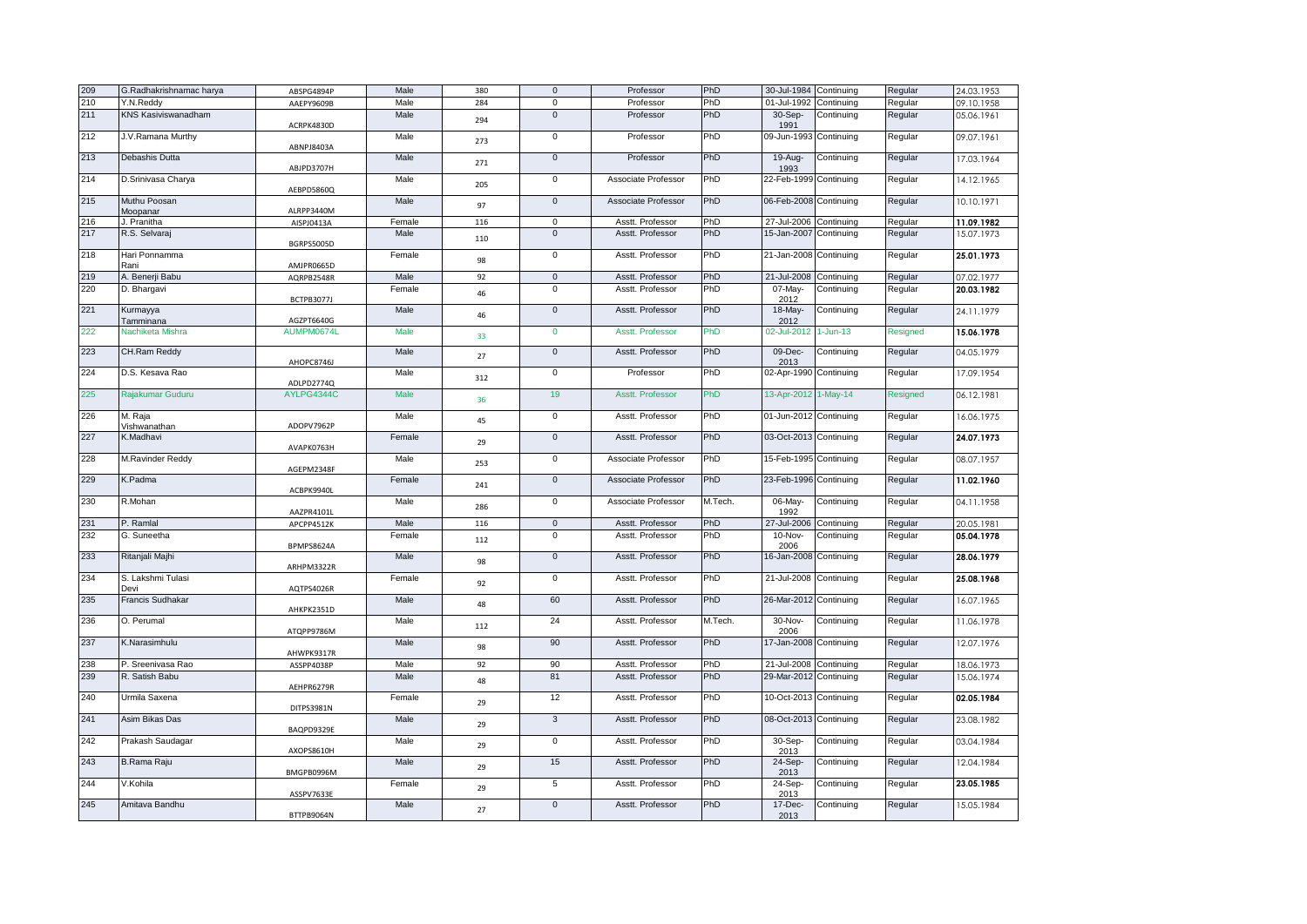| | | | | | | | | | | | |
|---|---|---|---|---|---|---|---|---|---|---|---|
| 209 | G.Radhakrishnamac harya | ABSPG4894P | Male | 380 | 0 | Professor | PhD | 30-Jul-1984 | Continuing | Regular | 24.03.1953 |
| 210 | Y.N.Reddy | AAEPY9609B | Male | 284 | 0 | Professor | PhD | 01-Jul-1992 | Continuing | Regular | 09.10.1958 |
| 211 | KNS Kasiviswanadham | ACRPK4830D | Male | 294 | 0 | Professor | PhD | 30-Sep-1991 | Continuing | Regular | 05.06.1961 |
| 212 | J.V.Ramana Murthy | ABNPJ8403A | Male | 273 | 0 | Professor | PhD | 09-Jun-1993 | Continuing | Regular | 09.07.1961 |
| 213 | Debashis Dutta | ABJPD3707H | Male | 271 | 0 | Professor | PhD | 19-Aug-1993 | Continuing | Regular | 17.03.1964 |
| 214 | D.Srinivasa Charya | AEBPD5860Q | Male | 205 | 0 | Associate Professor | PhD | 22-Feb-1999 | Continuing | Regular | 14.12.1965 |
| 215 | Muthu Poosan Moopanar | ALRPP3440M | Male | 97 | 0 | Associate Professor | PhD | 06-Feb-2008 | Continuing | Regular | 10.10.1971 |
| 216 | J. Pranitha | AISPJ0413A | Female | 116 | 0 | Asstt. Professor | PhD | 27-Jul-2006 | Continuing | Regular | 11.09.1982 |
| 217 | R.S. Selvaraj | BGRPS5005D | Male | 110 | 0 | Asstt. Professor | PhD | 15-Jan-2007 | Continuing | Regular | 15.07.1973 |
| 218 | Hari Ponnamma Rani | AMJPR0665D | Female | 98 | 0 | Asstt. Professor | PhD | 21-Jan-2008 | Continuing | Regular | 25.01.1973 |
| 219 | A. Benerji Babu | AQRPB2548R | Male | 92 | 0 | Asstt. Professor | PhD | 21-Jul-2008 | Continuing | Regular | 07.02.1977 |
| 220 | D. Bhargavi | BCTPB3077J | Female | 46 | 0 | Asstt. Professor | PhD | 07-May-2012 | Continuing | Regular | 20.03.1982 |
| 221 | Kurmayya Tamminana | AGZPT6640G | Male | 46 | 0 | Asstt. Professor | PhD | 18-May-2012 | Continuing | Regular | 24.11.1979 |
| 222 | Nachiketa Mishra | AUMPM0674L | Male | 33 | 0 | Asstt. Professor | PhD | 02-Jul-2012 | 1-Jun-13 | Resigned | 15.06.1978 |
| 223 | CH.Ram Reddy | AHOPC8746J | Male | 27 | 0 | Asstt. Professor | PhD | 09-Dec-2013 | Continuing | Regular | 04.05.1979 |
| 224 | D.S. Kesava Rao | ADLPD2774Q | Male | 312 | 0 | Professor | PhD | 02-Apr-1990 | Continuing | Regular | 17.09.1954 |
| 225 | Rajakumar Guduru | AYLPG4344C | Male | 36 | 19 | Asstt. Professor | PhD | 13-Apr-2012 | 1-May-14 | Resigned | 06.12.1981 |
| 226 | M. Raja Vishwanathan | ADOPV7962P | Male | 45 | 0 | Asstt. Professor | PhD | 01-Jun-2012 | Continuing | Regular | 16.06.1975 |
| 227 | K.Madhavi | AVAPK0763H | Female | 29 | 0 | Asstt. Professor | PhD | 03-Oct-2013 | Continuing | Regular | 24.07.1973 |
| 228 | M.Ravinder Reddy | AGEPM2348F | Male | 253 | 0 | Associate Professor | PhD | 15-Feb-1995 | Continuing | Regular | 08.07.1957 |
| 229 | K.Padma | ACBPK9940L | Female | 241 | 0 | Associate Professor | PhD | 23-Feb-1996 | Continuing | Regular | 11.02.1960 |
| 230 | R.Mohan | AAZPR4101L | Male | 286 | 0 | Associate Professor | M.Tech. | 06-May-1992 | Continuing | Regular | 04.11.1958 |
| 231 | P. Ramlal | APCPP4512K | Male | 116 | 0 | Asstt. Professor | PhD | 27-Jul-2006 | Continuing | Regular | 20.05.1981 |
| 232 | G. Suneetha | BPMPS8624A | Female | 112 | 0 | Asstt. Professor | PhD | 10-Nov-2006 | Continuing | Regular | 05.04.1978 |
| 233 | Ritanjali Majhi | ARHPM3322R | Male | 98 | 0 | Asstt. Professor | PhD | 16-Jan-2008 | Continuing | Regular | 28.06.1979 |
| 234 | S. Lakshmi Tulasi Devi | AQTPS4026R | Female | 92 | 0 | Asstt. Professor | PhD | 21-Jul-2008 | Continuing | Regular | 25.08.1968 |
| 235 | Francis Sudhakar | AHKPK2351D | Male | 48 | 60 | Asstt. Professor | PhD | 26-Mar-2012 | Continuing | Regular | 16.07.1965 |
| 236 | O. Perumal | ATQPP9786M | Male | 112 | 24 | Asstt. Professor | M.Tech. | 30-Nov-2006 | Continuing | Regular | 11.06.1978 |
| 237 | K.Narasimhulu | AHWPK9317R | Male | 98 | 90 | Asstt. Professor | PhD | 17-Jan-2008 | Continuing | Regular | 12.07.1976 |
| 238 | P. Sreenivasa Rao | ASSPP4038P | Male | 92 | 90 | Asstt. Professor | PhD | 21-Jul-2008 | Continuing | Regular | 18.06.1973 |
| 239 | R. Satish Babu | AEHPR6279R | Male | 48 | 81 | Asstt. Professor | PhD | 29-Mar-2012 | Continuing | Regular | 15.06.1974 |
| 240 | Urmila Saxena | DITPS3981N | Female | 29 | 12 | Asstt. Professor | PhD | 10-Oct-2013 | Continuing | Regular | 02.05.1984 |
| 241 | Asim Bikas Das | BAQPD9329E | Male | 29 | 3 | Asstt. Professor | PhD | 08-Oct-2013 | Continuing | Regular | 23.08.1982 |
| 242 | Prakash Saudagar | AXOPS8610H | Male | 29 | 0 | Asstt. Professor | PhD | 30-Sep-2013 | Continuing | Regular | 03.04.1984 |
| 243 | B.Rama Raju | BMGPB0996M | Male | 29 | 15 | Asstt. Professor | PhD | 24-Sep-2013 | Continuing | Regular | 12.04.1984 |
| 244 | V.Kohila | ASSPV7633E | Female | 29 | 5 | Asstt. Professor | PhD | 24-Sep-2013 | Continuing | Regular | 23.05.1985 |
| 245 | Amitava Bandhu | BTTPB9064N | Male | 27 | 0 | Asstt. Professor | PhD | 17-Dec-2013 | Continuing | Regular | 15.05.1984 |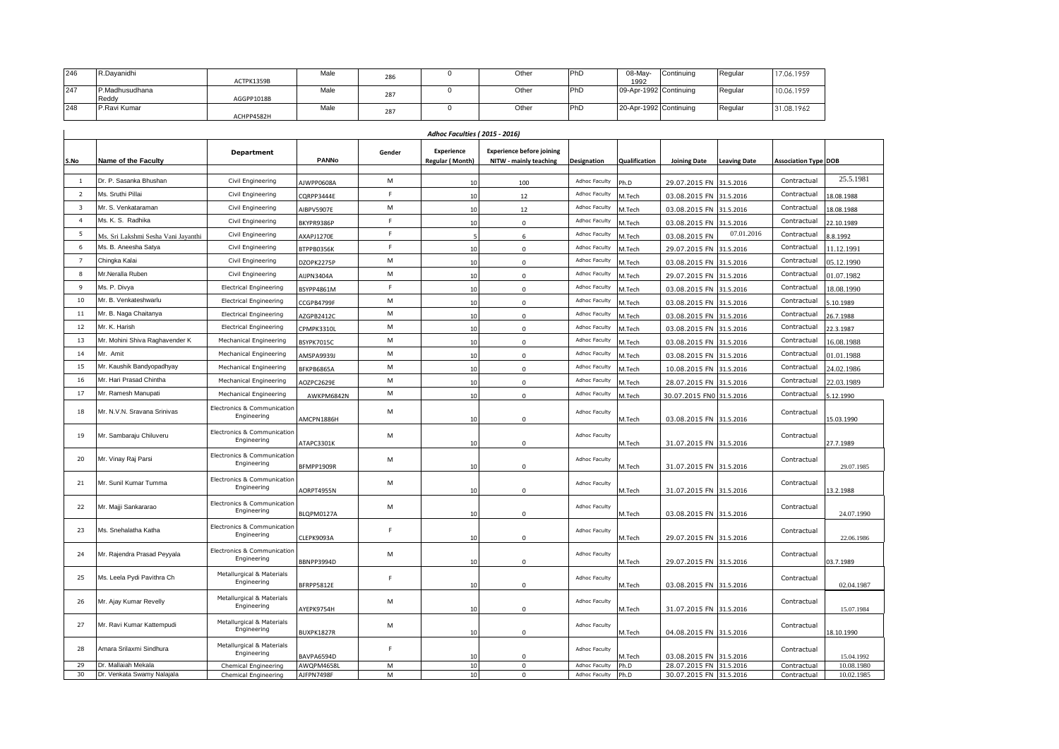| | | | | | | | | | | | |
|---|---|---|---|---|---|---|---|---|---|---|---|
| 246 | R.Dayanidhi | ACTPK1359B | Male | 286 | 0 | Other | PhD | 08-May-1992 | Continuing | Regular | 17.06.1959 |
| 247 | P.Madhusudhana Reddy | AGGPP1018B | Male | 287 | 0 | Other | PhD | 09-Apr-1992 | Continuing | Regular | 10.06.1959 |
| 248 | P.Ravi Kumar | ACHPP4582H | Male | 287 | 0 | Other | PhD | 20-Apr-1992 | Continuing | Regular | 31.08.1962 |

## Adhoc Faculties ( 2015 - 2016)

| S.No | Name of the Faculty | Department | PANNo | Gender | Experience Regular ( Month) | Experience before joining NITW - mainly teaching | Designation | Qualification | Joining Date | Leaving Date | Association Type | DOB |
|---|---|---|---|---|---|---|---|---|---|---|---|---|
| 1 | Dr. P. Sasanka Bhushan | Civil Engineering | AJWPP0608A | M | 10 | 100 | Adhoc Faculty | Ph.D | 29.07.2015 FN | 31.5.2016 | Contractual | 25.5.1981 |
| 2 | Ms. Sruthi Pillai | Civil Engineering | CQRPP3444E | F | 10 | 12 | Adhoc Faculty | M.Tech | 03.08.2015 FN | 31.5.2016 | Contractual | 18.08.1988 |
| 3 | Mr. S. Venkataraman | Civil Engineering | AIBPV5907E | M | 10 | 12 | Adhoc Faculty | M.Tech | 03.08.2015 FN | 31.5.2016 | Contractual | 18.08.1988 |
| 4 | Ms. K. S. Radhika | Civil Engineering | BKYPR9386P | F | 10 | 0 | Adhoc Faculty | M.Tech | 03.08.2015 FN | 31.5.2016 | Contractual | 22.10.1989 |
| 5 | Ms. Sri Lakshmi Sesha Vani Jayanthi | Civil Engineering | AXAPJ1270E | F | 5 | 6 | Adhoc Faculty | M.Tech | 03.08.2015 FN | 07.01.2016 | Contractual | 8.8.1992 |
| 6 | Ms. B. Aneesha Satya | Civil Engineering | BTPPB0356K | F | 10 | 0 | Adhoc Faculty | M.Tech | 29.07.2015 FN | 31.5.2016 | Contractual | 11.12.1991 |
| 7 | Chingka Kalai | Civil Engineering | DZOPK2275P | M | 10 | 0 | Adhoc Faculty | M.Tech | 03.08.2015 FN | 31.5.2016 | Contractual | 05.12.1990 |
| 8 | Mr.Neralla Ruben | Civil Engineering | AIJPN3404A | M | 10 | 0 | Adhoc Faculty | M.Tech | 29.07.2015 FN | 31.5.2016 | Contractual | 01.07.1982 |
| 9 | Ms. P. Divya | Electrical Engineering | BSYPP4861M | F | 10 | 0 | Adhoc Faculty | M.Tech | 03.08.2015 FN | 31.5.2016 | Contractual | 18.08.1990 |
| 10 | Mr. B. Venkateshwarlu | Electrical Engineering | CCGPB4799F | M | 10 | 0 | Adhoc Faculty | M.Tech | 03.08.2015 FN | 31.5.2016 | Contractual | 5.10.1989 |
| 11 | Mr. B. Naga Chaitanya | Electrical Engineering | AZGPB2412C | M | 10 | 0 | Adhoc Faculty | M.Tech | 03.08.2015 FN | 31.5.2016 | Contractual | 26.7.1988 |
| 12 | Mr. K. Harish | Electrical Engineering | CPMPK3310L | M | 10 | 0 | Adhoc Faculty | M.Tech | 03.08.2015 FN | 31.5.2016 | Contractual | 22.3.1987 |
| 13 | Mr. Mohini Shiva Raghavender K | Mechanical Engineering | BSYPK7015C | M | 10 | 0 | Adhoc Faculty | M.Tech | 03.08.2015 FN | 31.5.2016 | Contractual | 16.08.1988 |
| 14 | Mr. Amit | Mechanical Engineering | AMSPA9939J | M | 10 | 0 | Adhoc Faculty | M.Tech | 03.08.2015 FN | 31.5.2016 | Contractual | 01.01.1988 |
| 15 | Mr. Kaushik Bandyopadhyay | Mechanical Engineering | BFKPB6865A | M | 10 | 0 | Adhoc Faculty | M.Tech | 10.08.2015 FN | 31.5.2016 | Contractual | 24.02.1986 |
| 16 | Mr. Hari Prasad Chintha | Mechanical Engineering | AOZPC2629E | M | 10 | 0 | Adhoc Faculty | M.Tech | 28.07.2015 FN | 31.5.2016 | Contractual | 22.03.1989 |
| 17 | Mr. Ramesh Manupati | Mechanical Engineering | AWKPM6842N | M | 10 | 0 | Adhoc Faculty | M.Tech | 30.07.2015 FN0 | 31.5.2016 | Contractual | 5.12.1990 |
| 18 | Mr. N.V.N. Sravana Srinivas | Electronics & Communication Engineering | AMCPN1886H | M | 10 | 0 | Adhoc Faculty | M.Tech | 03.08.2015 FN | 31.5.2016 | Contractual | 15.03.1990 |
| 19 | Mr. Sambaraju Chiluveru | Electronics & Communication Engineering | ATAPC3301K | M | 10 | 0 | Adhoc Faculty | M.Tech | 31.07.2015 FN | 31.5.2016 | Contractual | 27.7.1989 |
| 20 | Mr. Vinay Raj Parsi | Electronics & Communication Engineering | BFMPP1909R | M | 10 | 0 | Adhoc Faculty | M.Tech | 31.07.2015 FN | 31.5.2016 | Contractual | 29.07.1985 |
| 21 | Mr. Sunil Kumar Tumma | Electronics & Communication Engineering | AORPT4955N | M | 10 | 0 | Adhoc Faculty | M.Tech | 31.07.2015 FN | 31.5.2016 | Contractual | 13.2.1988 |
| 22 | Mr. Majji Sankararao | Electronics & Communication Engineering | BLQPM0127A | M | 10 | 0 | Adhoc Faculty | M.Tech | 03.08.2015 FN | 31.5.2016 | Contractual | 24.07.1990 |
| 23 | Ms. Snehalatha Katha | Electronics & Communication Engineering | CLEPK9093A | F | 10 | 0 | Adhoc Faculty | M.Tech | 29.07.2015 FN | 31.5.2016 | Contractual | 22.06.1986 |
| 24 | Mr. Rajendra Prasad Peyyala | Electronics & Communication Engineering | BBNPP3994D | M | 10 | 0 | Adhoc Faculty | M.Tech | 29.07.2015 FN | 31.5.2016 | Contractual | 03.7.1989 |
| 25 | Ms. Leela Pydi Pavithra Ch | Metallurgical & Materials Engineering | BFRPP5812E | F | 10 | 0 | Adhoc Faculty | M.Tech | 03.08.2015 FN | 31.5.2016 | Contractual | 02.04.1987 |
| 26 | Mr. Ajay Kumar Revelly | Metallurgical & Materials Engineering | AYEPK9754H | M | 10 | 0 | Adhoc Faculty | M.Tech | 31.07.2015 FN | 31.5.2016 | Contractual | 15.07.1984 |
| 27 | Mr. Ravi Kumar Kattempudi | Metallurgical & Materials Engineering | BUXPK1827R | M | 10 | 0 | Adhoc Faculty | M.Tech | 04.08.2015 FN | 31.5.2016 | Contractual | 18.10.1990 |
| 28 | Amara Srilaxmi Sindhura | Metallurgical & Materials Engineering | BAVPA6594D | F | 10 | 0 | Adhoc Faculty | M.Tech | 03.08.2015 FN | 31.5.2016 | Contractual | 15.04.1992 |
| 29 | Dr. Mallaiah Mekala | Chemical Engineering | AWQPM4658L | M | 10 | 0 | Adhoc Faculty | Ph.D | 28.07.2015 FN | 31.5.2016 | Contractual | 10.08.1980 |
| 30 | Dr. Venkata Swamy Nalajala | Chemical Engineering | AJFPN7498F | M | 10 | 0 | Adhoc Faculty | Ph.D | 30.07.2015 FN | 31.5.2016 | Contractual | 10.02.1985 |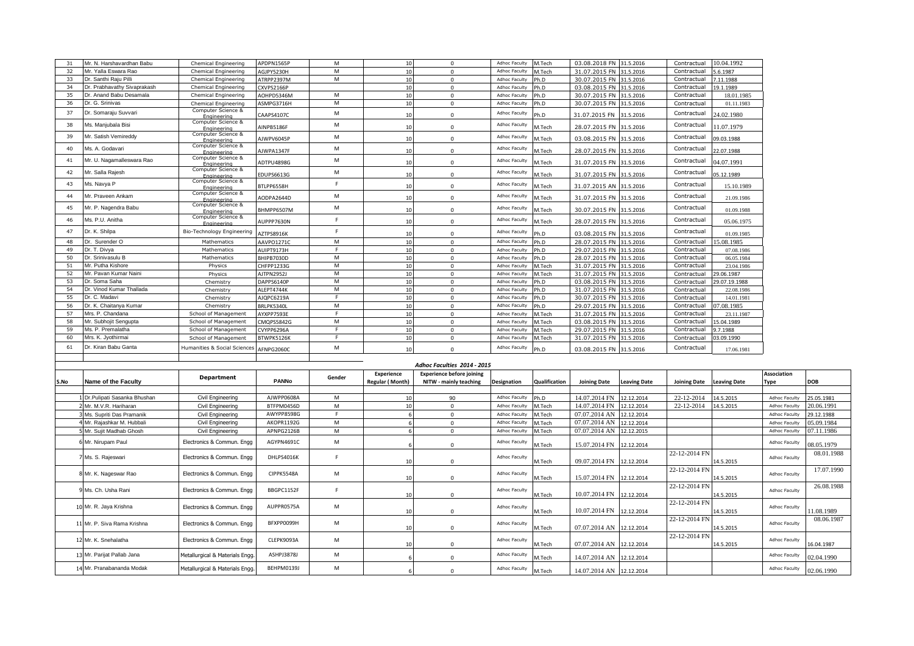| | | | | | | | | | | | | |
|---|---|---|---|---|---|---|---|---|---|---|---|---|
| 31 | Mr. N. Harshavardhan Babu | Chemical Engineering | APDPN1565P | M | 10 | 0 | Adhoc Faculty | M.Tech | 03.08.2018 FN | 31.5.2016 | Contractual | 10.04.1992 |
| 32 | Mr. Yalla Eswara Rao | Chemical Engineering | AGJPY5230H | M | 10 | 0 | Adhoc Faculty | M.Tech | 31.07.2015 FN | 31.5.2016 | Contractual | 5.6.1987 |
| 33 | Dr. Santhi Raju Pilli | Chemical Engineering | ATRPP2397M | M | 10 | 0 | Adhoc Faculty | Ph.D | 30.07.2015 FN | 31.5.2016 | Contractual | 7.11.1988 |
| 34 | Dr. Prabhavathy Sivaprakash | Chemical Engineering | CXVPS2166P | | 10 | 0 | Adhoc Faculty | Ph.D | 03.08.2015 FN | 31.5.2016 | Contractual | 19.1.1989 |
| 35 | Dr. Anand Babu Desamala | Chemical Engineering | AOHPD5346M | M | 10 | 0 | Adhoc Faculty | Ph.D | 30.07.2015 FN | 31.5.2016 | Contractual | 18.01.1985 |
| 36 | Dr. G. Srinivas | Chemical Engineering | ASMPG3716H | M | 10 | 0 | Adhoc Faculty | Ph.D | 30.07.2015 FN | 31.5.2016 | Contractual | 01.11.1983 |
| 37 | Dr. Somaraju Suvvari | Computer Science & Engineering | CAAPS4107C | M | 10 | 0 | Adhoc Faculty | Ph.D | 31.07.2015 FN | 31.5.2016 | Contractual | 24.02.1980 |
| 38 | Ms. Manjubala Bisi | Computer Science & Engineering | AINPB5186F | M | 10 | 0 | Adhoc Faculty | M.Tech | 28.07.2015 FN | 31.5.2016 | Contractual | 11.07.1979 |
| 39 | Mr. Satish Vemireddy | Computer Science & Engineering | AJWPV6045P | M | 10 | 0 | Adhoc Faculty | M.Tech | 03.08.2015 FN | 31.5.2016 | Contractual | 09.03.1988 |
| 40 | Ms. A. Godavari | Computer Science & Engineering | AJWPA1347F | M | 10 | 0 | Adhoc Faculty | M.Tech | 28.07.2015 FN | 31.5.2016 | Contractual | 22.07.1988 |
| 41 | Mr. U. Nagamalleswara Rao | Computer Science & Engineering | ADTPU4898G | M | 10 | 0 | Adhoc Faculty | M.Tech | 31.07.2015 FN | 31.5.2016 | Contractual | 04.07.1991 |
| 42 | Mr. Salla Rajesh | Computer Science & Engineering | EDUPS6613G | M | 10 | 0 | Adhoc Faculty | M.Tech | 31.07.2015 FN | 31.5.2016 | Contractual | 05.12.1989 |
| 43 | Ms. Navya P | Computer Science & Engineering | BTLPP6558H | F | 10 | 0 | Adhoc Faculty | M.Tech | 31.07.2015 AN | 31.5.2016 | Contractual | 15.10.1989 |
| 44 | Mr. Praveen Ankam | Computer Science & Engineering | AODPA2644D | M | 10 | 0 | Adhoc Faculty | M.Tech | 31.07.2015 FN | 31.5.2016 | Contractual | 21.09.1986 |
| 45 | Mr. P. Nagendra Babu | Computer Science & Engineering | BHMPP6507M | M | 10 | 0 | Adhoc Faculty | M.Tech | 30.07.2015 FN | 31.5.2016 | Contractual | 01.09.1988 |
| 46 | Ms. P.U. Anitha | Computer Science & Engineering | AUPPP7630N | F | 10 | 0 | Adhoc Faculty | M.Tech | 28.07.2015 FN | 31.5.2016 | Contractual | 05.06.1975 |
| 47 | Dr. K. Shilpa | Bio-Technology Engineering | AZTPS8916K | F | 10 | 0 | Adhoc Faculty | Ph.D | 03.08.2015 FN | 31.5.2016 | Contractual | 01.09.1985 |
| 48 | Dr. Surender O | Mathematics | AAVPO1271C | M | 10 | 0 | Adhoc Faculty | Ph.D | 28.07.2015 FN | 31.5.2016 | Contractual | 15.08.1985 |
| 49 | Dr. T. Divya | Mathematics | AUIPT9173H | F | 10 | 0 | Adhoc Faculty | Ph.D | 29.07.2015 FN | 31.5.2016 | Contractual | 07.08.1986 |
| 50 | Dr. Srinivasulu B | Mathematics | BHIPB7030D | M | 10 | 0 | Adhoc Faculty | Ph.D | 28.07.2015 FN | 31.5.2016 | Contractual | 06.05.1984 |
| 51 | Mr. Putha Kishore | Physics | CHFPP1233G | M | 10 | 0 | Adhoc Faculty | M.Tech | 31.07.2015 FN | 31.5.2016 | Contractual | 23.04.1986 |
| 52 | Mr. Pavan Kumar Naini | Physics | AJTPN2952J | M | 10 | 0 | Adhoc Faculty | M.Tech | 31.07.2015 FN | 31.5.2016 | Contractual | 29.06.1987 |
| 53 | Dr. Soma Saha | Chemistry | DAPPS6140P | M | 10 | 0 | Adhoc Faculty | Ph.D | 03.08.2015 FN | 31.5.2016 | Contractual | 29.07.19.1988 |
| 54 | Dr. Vinod Kumar Thallada | Chemistry | ALEPT4744K | M | 10 | 0 | Adhoc Faculty | Ph.D | 31.07.2015 FN | 31.5.2016 | Contractual | 22.08.1986 |
| 55 | Dr. C. Madavi | Chemistry | AJQPC6219A | F | 10 | 0 | Adhoc Faculty | Ph.D | 30.07.2015 FN | 31.5.2016 | Contractual | 14.01.1981 |
| 56 | Dr. K. Chaitanya Kumar | Chemistry | BRLPK5340L | M | 10 | 0 | Adhoc Faculty | Ph.D | 29.07.2015 FN | 31.5.2016 | Contractual | 07.08.1985 |
| 57 | Mrs. P. Chandana | School of Management | AYXPP7593E | F | 10 | 0 | Adhoc Faculty | M.Tech | 31.07.2015 FN | 31.5.2016 | Contractual | 23.11.1987 |
| 58 | Mr. Subhojit Sengupta | School of Management | CMQPS5842G | M | 10 | 0 | Adhoc Faculty | M.Tech | 03.08.2015 FN | 31.5.2016 | Contractual | 15.04.1989 |
| 59 | Ms. P. Premalatha | School of Management | CVYPP6296A | F | 10 | 0 | Adhoc Faculty | M.Tech | 29.07.2015 FN | 31.5.2016 | Contractual | 9.7.1988 |
| 60 | Mrs. K. Jyothirmai | School of Management | BTWPK5126K | F | 10 | 0 | Adhoc Faculty | M.Tech | 31.07.2015 FN | 31.5.2016 | Contractual | 03.09.1990 |
| 61 | Dr. Kiran Babu Ganta | Humanities & Social Sciences | AFNPG2060C | M | 10 | 0 | Adhoc Faculty | Ph.D | 03.08.2015 FN | 31.5.2016 | Contractual | 17.06.1981 |

*Adhoc Faculties 2014 - 2015*

| S.No | Name of the Faculty | Department | PANNo | Gender | Experience Regular ( Month) | Experience before joining NITW - mainly teaching | Designation | Qualification | Joining Date | Leaving Date | Joining Date | Leaving Date | Association Type | DOB |
|---|---|---|---|---|---|---|---|---|---|---|---|---|---|---|
| 1 | Dr.Pulipati Sasanka Bhushan | Civil Engineering | AJWPP0608A | M | 10 | 90 | Adhoc Faculty | Ph.D | 14.07.2014 FN | 12.12.2014 | 22-12-2014 | 14.5.2015 | Adhoc Faculty | 25.05.1981 |
| 2 | Mr. M.V.R. Hariharan | Civil Engineering | BTFPM0456D | M | 10 | 0 | Adhoc Faculty | M.Tech | 14.07.2014 FN | 12.12.2014 | 22-12-2014 | 14.5.2015 | Adhoc Faculty | 20.06.1991 |
| 3 | Ms. Supriti Das Pramanik | Civil Engineering | AWYPP8598G | F | 6 | 0 | Adhoc Faculty | M.Tech | 07.07.2014 AN | 12.12.2014 | | | Adhoc Faculty | 29.12.1988 |
| 4 | Mr. Rajashkar M. Hubbali | Civil Engineering | AKOPR1192G | M | 6 | 0 | Adhoc Faculty | M.Tech | 07.07.2014 AN | 12.12.2014 | | | Adhoc Faculty | 05.09.1984 |
| 5 | Mr. Sujit Madhab Ghosh | Civil Engineering | APNPG2126B | M | 6 | 0 | Adhoc Faculty | M.Tech | 07.07.2014 AN | 12.12.2015 | | | Adhoc Faculty | 07.11.1986 |
| 6 | Mr. Nirupam Paul | Electronics & Commun. Engg | AGYPN4691C | M | 6 | 0 | Adhoc Faculty | M.Tech | 15.07.2014 FN | 12.12.2014 | | | Adhoc Faculty | 08.05.1979 |
| 7 | Ms. S. Rajeswari | Electronics & Commun. Engg | DHLPS4016K | F | 10 | 0 | Adhoc Faculty | M.Tech | 09.07.2014 FN | 12.12.2014 | 22-12-2014 FN | 14.5.2015 | Adhoc Faculty | 08.01.1988 |
| 8 | Mr. K. Nageswar Rao | Electronics & Commun. Engg | CIPPK5548A | M | 10 | 0 | Adhoc Faculty | M.Tech | 15.07.2014 FN | 12.12.2014 | 22-12-2014 FN | 14.5.2015 | Adhoc Faculty | 17.07.1990 |
| 9 | Ms. Ch. Usha Rani | Electronics & Commun. Engg | BBGPC1152F | F | 10 | 0 | Adhoc Faculty | M.Tech | 10.07.2014 FN | 12.12.2014 | 22-12-2014 FN | 14.5.2015 | Adhoc Faculty | 26.08.1988 |
| 10 | Mr. R. Jaya Krishna | Electronics & Commun. Engg | AUPPR0575A | M | 10 | 0 | Adhoc Faculty | M.Tech | 10.07.2014 FN | 12.12.2014 | 22-12-2014 FN | 14.5.2015 | Adhoc Faculty | 11.08.1989 |
| 11 | Mr. P. Siva Rama Krishna | Electronics & Commun. Engg | BFXPP0099H | M | 10 | 0 | Adhoc Faculty | M.Tech | 07.07.2014 AN | 12.12.2014 | 22-12-2014 FN | 14.5.2015 | Adhoc Faculty | 08.06.1987 |
| 12 | Mr. K. Snehalatha | Electronics & Commun. Engg | CLEPK9093A | M | 10 | 0 | Adhoc Faculty | M.Tech | 07.07.2014 AN | 12.12.2014 | 22-12-2014 FN | 14.5.2015 | Adhoc Faculty | 16.04.1987 |
| 13 | Mr. Parijat Pallab Jana | Metallurgical & Materials Engg. | ASHPJ3878J | M | 6 | 0 | Adhoc Faculty | M.Tech | 14.07.2014 AN | 12.12.2014 | | | Adhoc Faculty | 02.04.1990 |
| 14 | Mr. Pranabananda Modak | Metallurgical & Materials Engg. | BEHPM0139J | M | 6 | 0 | Adhoc Faculty | M.Tech | 14.07.2014 AN | 12.12.2014 | | | Adhoc Faculty | 02.06.1990 |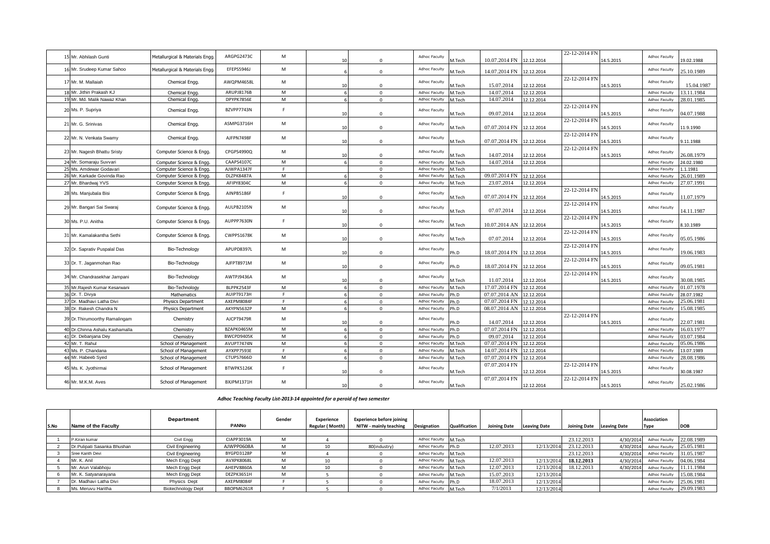| | | | | | | | | | | | | | | |
|---|---|---|---|---|---|---|---|---|---|---|---|---|---|---|
| 15 | Mr. Abhilash Gunti | Metallurgical & Materials Engg. | ARGPG2473C | M | 10 | 0 | Adhoc Faculty | M.Tech | 10.07.2014 FN | 12.12.2014 | 22-12-2014 FN | 14.5.2015 | Adhoc Faculty | 19.02.1988 |
| 16 | Mr. Srudeep Kumar Sahoo | Metallurgical & Materials Engg. | EFEPS5946J | M | 6 | 0 | Adhoc Faculty | M.Tech | 14.07.2014 FN | 12.12.2014 | | | Adhoc Faculty | 25.10.1989 |
| 17 | Mr. M. Mallaiah | Chemical Engg. | AWQPM4658L | M | 10 | 0 | Adhoc Faculty | M.Tech | 15.07.2014 | 12.12.2014 | 22-12-2014 FN | 14.5.2015 | Adhoc Faculty | 15.04.1987 |
| 18 | Mr. Jithin Prakash KJ | Chemical Engg. | ARUPJ8176B | M | 6 | 0 | Adhoc Faculty | M.Tech | 14.07.2014 | 12.12.2014 | | | Adhoc Faculty | 13.11.1984 |
| 19 | Mr. Md. Malik Nawaz Khan | Chemical Engg. | DPYPK7856E | M | 6 | 0 | Adhoc Faculty | M.Tech | 14.07.2014 | 12.12.2014 | | | Adhoc Faculty | 28.01.1985 |
| 20 | Ms. P. Supriya | Chemical Engg. | BZVPP7743N | F | 10 | 0 | Adhoc Faculty | M.Tech | 09.07.2014 | 12.12.2014 | 22-12-2014 FN | 14.5.2015 | Adhoc Faculty | 04.07.1988 |
| 21 | Mr. G. Srinivas | Chemical Engg. | ASMPG3716H | M | 10 | 0 | Adhoc Faculty | M.Tech | 07.07.2014 FN | 12.12.2014 | 22-12-2014 FN | 14.5.2015 | Adhoc Faculty | 11.9.1990 |
| 22 | Mr. N. Venkata Swamy | Chemical Engg. | AJFPN7498F | M | 10 | 0 | Adhoc Faculty | M.Tech | 07.07.2014 FN | 12.12.2014 | 22-12-2014 FN | 14.5.2015 | Adhoc Faculty | 9.11.1988 |
| 23 | Mr. Nagesh Bhattu Sristy | Computer Science & Engg. | CPGPS4990Q | M | 10 | 0 | Adhoc Faculty | M.Tech | 14.07.2014 | 12.12.2014 | 22-12-2014 FN | 14.5.2015 | Adhoc Faculty | 26.08.1979 |
| 24 | Mr. Somaraju Suvvari | Computer Science & Engg. | CAAPS4107C | M | 6 | 0 | Adhoc Faculty | M.Tech | 14.07.2014 | 12.12.2014 | | | Adhoc Faculty | 24.02.1980 |
| 25 | Ms. Amdewar Godavari | Computer Science & Engg. | AJWPA1347F | F | | 0 | Adhoc Faculty | M.Tech | | | | | Adhoc Faculty | 1.1.1981 |
| 26 | Mr. Karkade Govinda Rao | Computer Science & Engg. | DLZPK8487A | M | 6 | 0 | Adhoc Faculty | M.Tech | 09.07.2014 FN | 12.12.2014 | | | Adhoc Faculty | 26.01.1989 |
| 27 | Mr. Bhardwaj YVS | Computer Science & Engg. | AFIPY8304C | M | 6 | 0 | Adhoc Faculty | M.Tech | 23.07.2014 | 12.12.2014 | | | Adhoc Faculty | 27.07.1991 |
| 28 | Ms. Manjubala Bisi | Computer Science & Engg. | AINPB5186F | F | 10 | 0 | Adhoc Faculty | M.Tech | 07.07.2014 FN | 12.12.2014 | 22-12-2014 FN | 14.5.2015 | Adhoc Faculty | 11.07.1979 |
| 29 | Mr. Bangari Sai Swaraj | Computer Science & Engg. | AULPB2105N | M | 10 | 0 | Adhoc Faculty | M.Tech | 07.07.2014 | 12.12.2014 | 22-12-2014 FN | 14.5.2015 | Adhoc Faculty | 14.11.1987 |
| 30 | Ms. P.U. Anitha | Computer Science & Engg. | AUPPP7630N | F | 10 | 0 | Adhoc Faculty | M.Tech | 10.07.2014 AN | 12.12.2014 | 22-12-2014 FN | 14.5.2015 | Adhoc Faculty | 8.10.1989 |
| 31 | Mr. Kamalakantha Sethi | Computer Science & Engg. | CWPPS1678K | M | 10 | 0 | Adhoc Faculty | M.Tech | 07.07.2014 | 12.12.2014 | 22-12-2014 FN | 14.5.2015 | Adhoc Faculty | 05.05.1986 |
| 32 | Dr. Saprativ Puspalal Das | Bio-Technology | APUPD8397L | M | 10 | 0 | Adhoc Faculty | Ph.D | 18.07.2014 FN | 12.12.2014 | 22-12-2014 FN | 14.5.2015 | Adhoc Faculty | 19.06.1983 |
| 33 | Dr. T. Jaganmohan Rao | Bio-Technology | AJFPT8971M | M | 10 | 0 | Adhoc Faculty | Ph.D | 18.07.2014 FN | 12.12.2014 | 22-12-2014 FN | 14.5.2015 | Adhoc Faculty | 09.05.1981 |
| 34 | Mr. Chandrasekhar Jampani | Bio-Technology | AWTPJ9436A | M | 10 | 0 | Adhoc Faculty | M.Tech | 11.07.2014 | 12.12.2014 | 22-12-2014 FN | 14.5.2015 | Adhoc Faculty | 30.08.1985 |
| 35 | Mr.Rajesh Kumar Kesarwani | Bio-Technology | BLPPK2543F | M | 6 | 0 | Adhoc Faculty | M.Tech | 17.07.2014 FN | 12.12.2014 | | | Adhoc Faculty | 01.07.1978 |
| 36 | Dr. T. Divya | Mathematics | AUIPT9173H | F | 6 | 0 | Adhoc Faculty | Ph.D | 07.07.2014 AN | 12.12.2014 | | | Adhoc Faculty | 28.07.1982 |
| 37 | Dr. Madhavi Latha Divi | Physics Department | AXEPM8084F | F | 6 | 0 | Adhoc Faculty | Ph.D | 07.07.2014 FN | 12.12.2014 | | | Adhoc Faculty | 25.06.1981 |
| 38 | Dr. Rakesh Chandra N | Physics Department | AKYPN5632P | M | 6 | 0 | Adhoc Faculty | Ph.D | 08.07.2014 AN | 12.12.2014 | | | Adhoc Faculty | 15.08.1985 |
| 39 | Dr.Thirumoorthy Ramalingam | Chemistry | AJCPT9479R | M | 10 | 0 | Adhoc Faculty | Ph.D | 14.07.2014 | 12.12.2014 | 22-12-2014 FN | 14.5.2015 | Adhoc Faculty | 22.07.1981 |
| 40 | Dr.Chinna Ashalu Kashamalla | Chemistry | BZAPK0465M | M | 6 | 0 | Adhoc Faculty | Ph.D | 07.07.2014 FN | 12.12.2014 | | | Adhoc Faculty | 16.03.1977 |
| 41 | Dr. Debanjana Dey | Chemistry | BWCPD9405K | M | 6 | 0 | Adhoc Faculty | Ph.D | 09.07.2014 | 12.12.2014 | | | Adhoc Faculty | 03.07.1984 |
| 42 | Mr. T. Rahul | School of Management | AVUPT7474N | M | 6 | 0 | Adhoc Faculty | M.Tech | 07.07.2014 FN | 12.12.2014 | | | Adhoc Faculty | 05.06.1986 |
| 43 | Ms. P. Chandana | School of Management | AYXPP7593E | F | 6 | 0 | Adhoc Faculty | M.Tech | 14.07.2014 FN | 12.12.2014 | | | Adhoc Faculty | 13.07.1989 |
| 44 | Mr. Habeeb Syed | School of Management | CTUPS7666D | M | 6 | 0 | Adhoc Faculty | M.Tech | 07.07.2014 FN | 12.12.2014 | | | Adhoc Faculty | 28.08.1986 |
| 45 | Ms. K. Jyothirmai | School of Management | BTWPK5126K | F | 10 | 0 | Adhoc Faculty | M.Tech | 07.07.2014 FN | 12.12.2014 | 22-12-2014 FN | 14.5.2015 | Adhoc Faculty | 30.08.1987 |
| 46 | Mr. M.K.M. Aves | School of Management | BXJPM1371H | M | 10 | 0 | Adhoc Faculty | M.Tech | 07.07.2014 FN | 12.12.2014 | 22-12-2014 FN | 14.5.2015 | Adhoc Faculty | 25.02.1986 |

***Adhoc Teaching Faculty List-2013-14 appointed for a peroid of two semester***

| S.No | Name of the Faculty | Department | PANNo | Gender | Experience Regular (Month) | Experience before joining NITW - mainly teaching | Designation | Qualification | Joining Date | Leaving Date | Joining Date | Leaving Date | Association Type | DOB |
|---|---|---|---|---|---|---|---|---|---|---|---|---|---|---|
| 1 | P.Kiran kumar | Civil Engg | CIAPP3019A | M | 4 | 0 | Adhoc Faculty | M.Tech | | | 23.12.2013 | 4/30/2014 | Adhoc Faculty | 22.08.1989 |
| 2 | Dr.Pulipati Sasanka Bhushan | Civil Engineering | AJWPP0608A | M | 10 | 80(industry) | Adhoc Faculty | Ph.D | 12.07.2013 | 12/13/2014 | 23.12.2013 | 4/30/2014 | Adhoc Faculty | 25.05.1981 |
| 3 | Sree Kanth Devi | Civil Engineering | BYGPD3128P | M | 4 | 0 | Adhoc Faculty | M.Tech | | | 23.12.2013 | 4/30/2014 | Adhoc Faculty | 31.05.1987 |
| 4 | Mr. K. Anil | Mech Engg Dept | AVXPK8068L | M | 10 | 0 | Adhoc Faculty | M.Tech | 12.07.2013 | 12/13/2014 | **18.12.2013** | 4/30/2014 | Adhoc Faculty | 04.06.1984 |
| 5 | Mr. Arun Valabhoju | Mech Engg Dept | AHEPV8860A | M | 10 | 0 | Adhoc Faculty | M.Tech | 12.07.2013 | 12/13/2014 | 18.12.2013 | 4/30/2014 | Adhoc Faculty | 11.11.1984 |
| 6 | Mr. K. Satyanarayana | Mech Engg Dept | DEZPK3651H | M | 5 | 0 | Adhoc Faculty | M.Tech | 15.07.2013 | 12/13/2014 | | | Adhoc Faculty | 15.08.1984 |
| 7 | Dr. Madhavi Latha Divi | Physics Dept | AXEPM8084F | F | 5 | 0 | Adhoc Faculty | Ph.D | 18.07.2013 | 12/13/2014 | | | Adhoc Faculty | 25.06.1981 |
| 8 | Ms. Meruvu Haritha | Biotechnology Dept | BBOPM6261R | F | 5 | 0 | Adhoc Faculty | M.Tech | 7/1/2013 | 12/13/2014 | | | Adhoc Faculty | 29.09.1983 |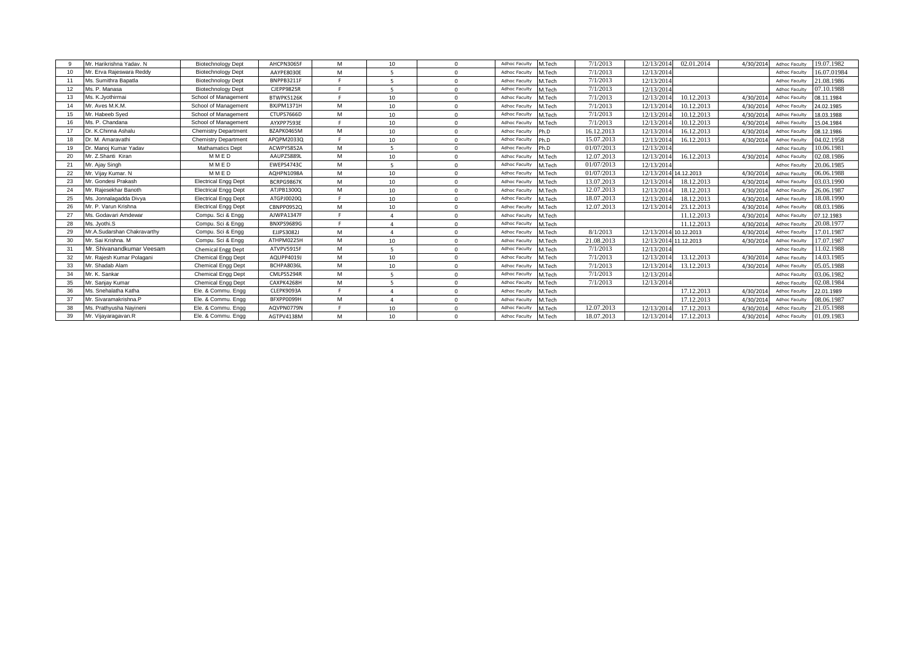| | | | | | | | | | | | | | | |
|---|---|---|---|---|---|---|---|---|---|---|---|---|---|---|
| 9 | Mr. Harikrishna Yadav. N | Biotechnology Dept | AHCPN3065F | M | 10 | 0 | Adhoc Faculty | M.Tech | 7/1/2013 | 12/13/2014 | 02.01.2014 | 4/30/2014 | Adhoc Faculty | 19.07.1982 |
| 10 | Mr. Erva Rajeswara Reddy | Biotechnology Dept | AAYPE8030E | M | 5 | 0 | Adhoc Faculty | M.Tech | 7/1/2013 | 12/13/2014 | | | Adhoc Faculty | 16.07.01984 |
| 11 | Ms. Sumithra Bapatla | Biotechnology Dept | BNPPB3211F | F | 5 | 0 | Adhoc Faculty | M.Tech | 7/1/2013 | 12/13/2014 | | | Adhoc Faculty | 21.08.1986 |
| 12 | Ms. P. Manasa | Biotechnology Dept | CJEPP9825R | F | 5 | 0 | Adhoc Faculty | M.Tech | 7/1/2013 | 12/13/2014 | | | Adhoc Faculty | 07.10.1988 |
| 13 | Ms. K.Jyothirmai | School of Management | BTWPK5126K | F | 10 | 0 | Adhoc Faculty | M.Tech | 7/1/2013 | 12/13/2014 | 10.12.2013 | 4/30/2014 | Adhoc Faculty | 08.11.1984 |
| 14 | Mr. Aves M.K.M. | School of Management | BXJPM1371H | M | 10 | 0 | Adhoc Faculty | M.Tech | 7/1/2013 | 12/13/2014 | 10.12.2013 | 4/30/2014 | Adhoc Faculty | 24.02.1985 |
| 15 | Mr. Habeeb Syed | School of Management | CTUPS7666D | M | 10 | 0 | Adhoc Faculty | M.Tech | 7/1/2013 | 12/13/2014 | 10.12.2013 | 4/30/2014 | Adhoc Faculty | 18.03.1988 |
| 16 | Ms. P. Chandana | School of Management | AYXPP7593E | F | 10 | 0 | Adhoc Faculty | M.Tech | 7/1/2013 | 12/13/2014 | 10.12.2013 | 4/30/2014 | Adhoc Faculty | 15.04.1984 |
| 17 | Dr. K.Chinna Ashalu | Chemistry Department | BZAPK0465M | M | 10 | 0 | Adhoc Faculty | Ph.D | 16.12.2013 | 12/13/2014 | 16.12.2013 | 4/30/2014 | Adhoc Faculty | 08.12.1986 |
| 18 | Dr. M. Amaravathi | Chemistry Department | APQPM2033Q | F | 10 | 0 | Adhoc Faculty | Ph.D | 15.07.2013 | 12/13/2014 | 16.12.2013 | 4/30/2014 | Adhoc Faculty | 04.02.1958 |
| 19 | Dr. Manoj Kumar Yadav | Mathamatics Dept | ACWPY5852A | M | 5 | 0 | Adhoc Faculty | Ph.D | 01/07/2013 | 12/13/2014 | | | Adhoc Faculty | 10.06.1981 |
| 20 | Mr. Z.Shanti Kiran | M M E D | AAUPZ5889L | M | 10 | 0 | Adhoc Faculty | M.Tech | 12.07.2013 | 12/13/2014 | 16.12.2013 | 4/30/2014 | Adhoc Faculty | 02.08.1986 |
| 21 | Mr. Ajay Singh | M M E D | EWEPS4743C | M | 5 | 0 | Adhoc Faculty | M.Tech | 01/07/2013 | 12/13/2014 | | | Adhoc Faculty | 20.06.1985 |
| 22 | Mr. Vijay Kumar. N | M M E D | AQHPN1098A | M | 10 | 0 | Adhoc Faculty | M.Tech | 01/07/2013 | 12/13/2014 | 14.12.2013 | 4/30/2014 | Adhoc Faculty | 06.06.1988 |
| 23 | Mr. Gondesi Prakash | Electrical Engg Dept | BCRPG9867K | M | 10 | 0 | Adhoc Faculty | M.Tech | 13.07.2013 | 12/13/2014 | 18.12.2013 | 4/30/2014 | Adhoc Faculty | 03.03.1990 |
| 24 | Mr. Rajesekhar Banoth | Electrical Engg Dept | ATJPB1300Q | M | 10 | 0 | Adhoc Faculty | M.Tech | 12.07.2013 | 12/13/2014 | 18.12.2013 | 4/30/2014 | Adhoc Faculty | 26.06.1987 |
| 25 | Ms. Jonnalagadda Divya | Electrical Engg Dept | ATGPJ0020Q | F | 10 | 0 | Adhoc Faculty | M.Tech | 18.07.2013 | 12/13/2014 | 18.12.2013 | 4/30/2014 | Adhoc Faculty | 18.08.1990 |
| 26 | Mr. P. Varun Krishna | Electrical Engg Dept | CBNPP0952Q | M | 10 | 0 | Adhoc Faculty | M.Tech | 12.07.2013 | 12/13/2014 | 23.12.2013 | 4/30/2014 | Adhoc Faculty | 08.03.1986 |
| 27 | Ms. Godavari Amdewar | Compu. Sci & Engg | AJWPA1347F | F | 4 | 0 | Adhoc Faculty | M.Tech | | | 11.12.2013 | 4/30/2014 | Adhoc Faculty | 07.12.1983 |
| 28 | Ms. Jyothi.S | Compu. Sci & Engg | BNXPS9689G | F | 4 | 0 | Adhoc Faculty | M.Tech | | | 11.12.2013 | 4/30/2014 | Adhoc Faculty | 20.08.1977 |
| 29 | Mr.A.Sudarshan Chakravarthy | Compu. Sci & Engg | EJJPS3082J | M | 4 | 0 | Adhoc Faculty | M.Tech | 8/1/2013 | 12/13/2014 | 10.12.2013 | 4/30/2014 | Adhoc Faculty | 17.01.1987 |
| 30 | Mr. Sai Krishna. M | Compu. Sci & Engg | ATHPM0225H | M | 10 | 0 | Adhoc Faculty | M.Tech | 21.08.2013 | 12/13/2014 | 11.12.2013 | 4/30/2014 | Adhoc Faculty | 17.07.1987 |
| 31 | Mr. Shivanandkumar Veesam | Chemical Engg Dept | ATVPV5915F | M | 5 | 0 | Adhoc Faculty | M.Tech | 7/1/2013 | 12/13/2014 | | | Adhoc Faculty | 11.02.1988 |
| 32 | Mr. Rajesh Kumar Polagani | Chemical Engg Dept | AQUPP4019J | M | 10 | 0 | Adhoc Faculty | M.Tech | 7/1/2013 | 12/13/2014 | 13.12.2013 | 4/30/2014 | Adhoc Faculty | 14.03.1985 |
| 33 | Mr. Shadab Alam | Chemical Engg Dept | BCHPA8036L | M | 10 | 0 | Adhoc Faculty | M.Tech | 7/1/2013 | 12/13/2014 | 13.12.2013 | 4/30/2014 | Adhoc Faculty | 05.05.1988 |
| 34 | Mr. K. Sankar | Chemical Engg Dept | CMLPS5294R | M | 5 | 0 | Adhoc Faculty | M.Tech | 7/1/2013 | 12/13/2014 | | | Adhoc Faculty | 03.06.1982 |
| 35 | Mr. Sanjay Kumar | Chemical Engg Dept | CAXPK4268H | M | 5 | 0 | Adhoc Faculty | M.Tech | 7/1/2013 | 12/13/2014 | | | Adhoc Faculty | 02.08.1984 |
| 36 | Ms. Snehalatha Katha | Ele. & Commu. Engg | CLEPK9093A | F | 4 | 0 | Adhoc Faculty | M.Tech | | | 17.12.2013 | 4/30/2014 | Adhoc Faculty | 22.01.1989 |
| 37 | Mr. Sivaramakrishna.P | Ele. & Commu. Engg | BFXPP0099H | M | 4 | 0 | Adhoc Faculty | M.Tech | | | 17.12.2013 | 4/30/2014 | Adhoc Faculty | 08.06.1987 |
| 38 | Ms. Prathyusha Nayineni | Ele. & Commu. Engg | AQVPN0779N | F | 10 | 0 | Adhoc Faculty | M.Tech | 12.07.2013 | 12/13/2014 | 17.12.2013 | 4/30/2014 | Adhoc Faculty | 21.05.1988 |
| 39 | Mr. Vijayaragavan.R | Ele. & Commu. Engg | AGTPV4138M | M | 10 | 0 | Adhoc Faculty | M.Tech | 18.07.2013 | 12/13/2014 | 17.12.2013 | 4/30/2014 | Adhoc Faculty | 01.09.1983 |